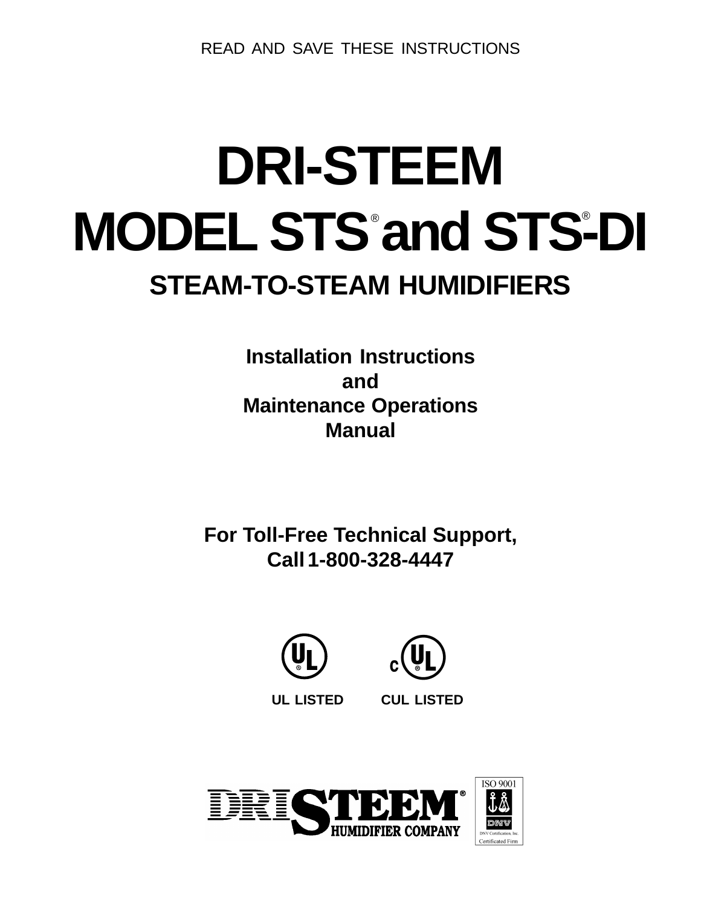READ AND SAVE THESE INSTRUCTIONS

# DRI-STEEM

# MODEL STS® and STS®-DI

## STEAM-TO-STEAM HUMIDIFIERS

**Installation Instructions**
**and**
**Maintenance Operations**
**Manual**

**For Toll-Free Technical Support,**
**Call 1-800-328-4447**

**UL LISTED** **CUL LISTED**

DRI STEEM® HUMIDIFIER COMPANY

ISO 9001
DNV
DNV Certification, Inc.
Certificated Firm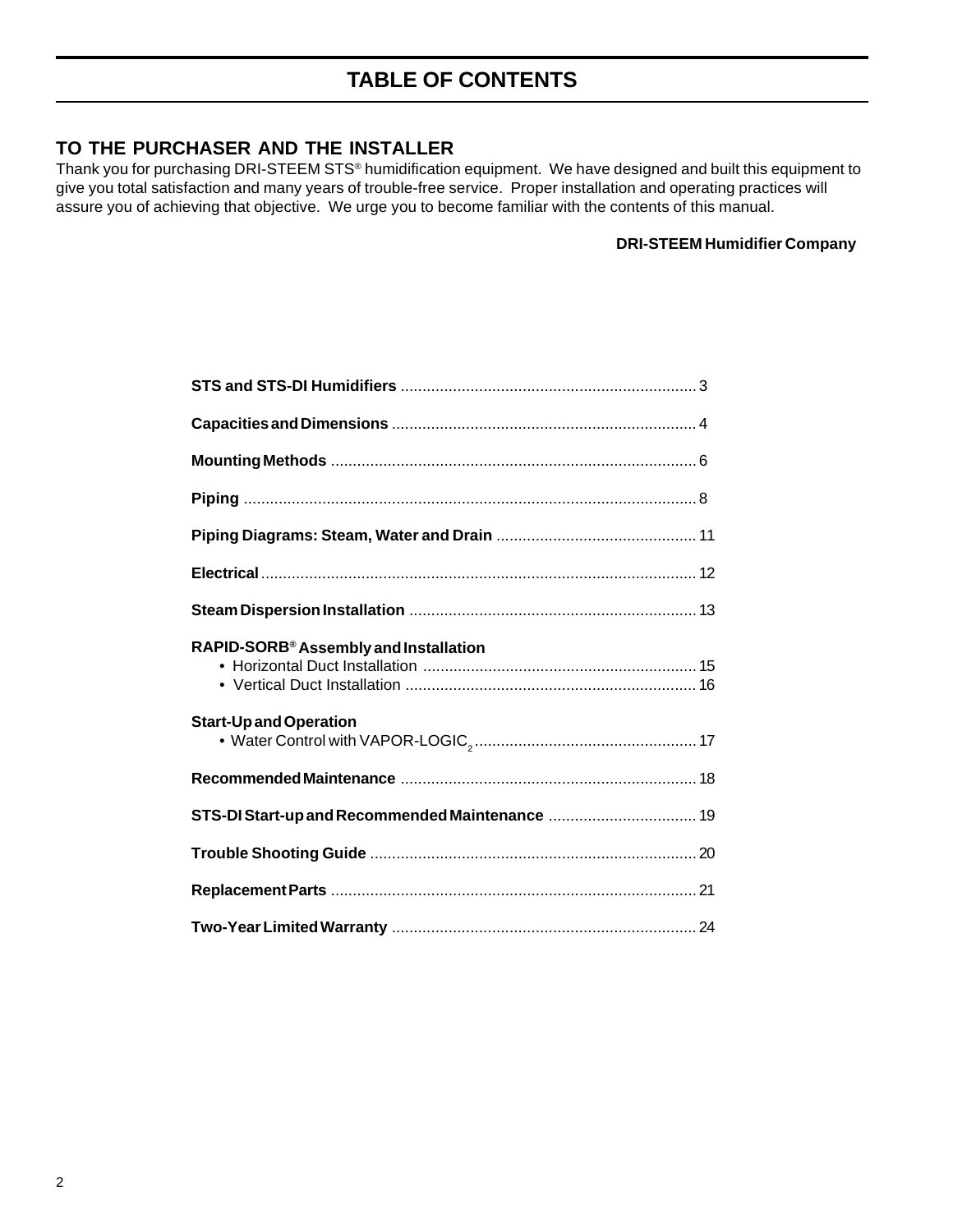# TABLE OF CONTENTS

## TO THE PURCHASER AND THE INSTALLER

Thank you for purchasing DRI-STEEM STS® humidification equipment. We have designed and built this equipment to give you total satisfaction and many years of trouble-free service. Proper installation and operating practices will assure you of achieving that objective. We urge you to become familiar with the contents of this manual.

**DRI-STEEM Humidifier Company**

**STS and STS-DI Humidifiers** .......... 3

**Capacities and Dimensions** .......... 4

**Mounting Methods** .......... 6

**Piping** .......... 8

**Piping Diagrams: Steam, Water and Drain** .......... 11

**Electrical** .......... 12

**Steam Dispersion Installation** .......... 13

**RAPID-SORB® Assembly and Installation**
- Horizontal Duct Installation .......... 15
- Vertical Duct Installation .......... 16

**Start-Up and Operation**
- Water Control with VAPOR-LOGIC$_2$ .......... 17

**Recommended Maintenance** .......... 18

**STS-DI Start-up and Recommended Maintenance** .......... 19

**Trouble Shooting Guide** .......... 20

**Replacement Parts** .......... 21

**Two-Year Limited Warranty** .......... 24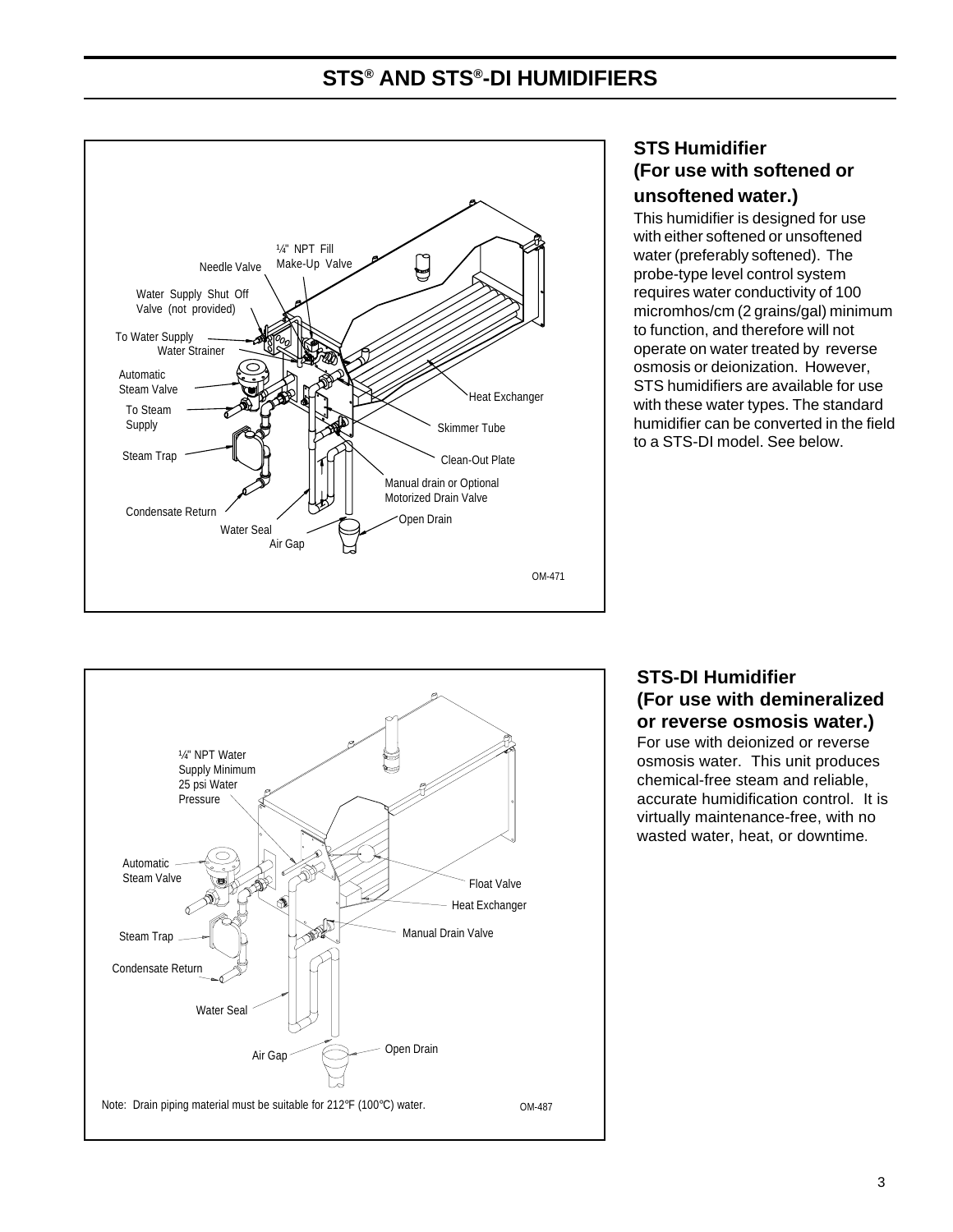# STS® AND STS®-DI HUMIDIFIERS

Needle Valve

¼" NPT Fill Make-Up Valve

Water Supply Shut Off Valve (not provided)

To Water Supply

Water Strainer

Automatic Steam Valve

To Steam Supply

Steam Trap

Condensate Return

Water Seal

Air Gap

Heat Exchanger

Skimmer Tube

Clean-Out Plate

Manual drain or Optional Motorized Drain Valve

Open Drain

OM-471

## STS Humidifier (For use with softened or unsoftened water.)

This humidifier is designed for use with either softened or unsoftened water (preferably softened). The probe-type level control system requires water conductivity of 100 micromhos/cm (2 grains/gal) minimum to function, and therefore will not operate on water treated by reverse osmosis or deionization. However, STS humidifiers are available for use with these water types. The standard humidifier can be converted in the field to a STS-DI model. See below.

¼" NPT Water Supply Minimum 25 psi Water Pressure

Automatic Steam Valve

Steam Trap

Condensate Return

Water Seal

Air Gap

Float Valve

Heat Exchanger

Manual Drain Valve

Open Drain

Note: Drain piping material must be suitable for 212°F (100°C) water.

OM-487

## STS-DI Humidifier (For use with demineralized or reverse osmosis water.)

For use with deionized or reverse osmosis water. This unit produces chemical-free steam and reliable, accurate humidification control. It is virtually maintenance-free, with no wasted water, heat, or downtime.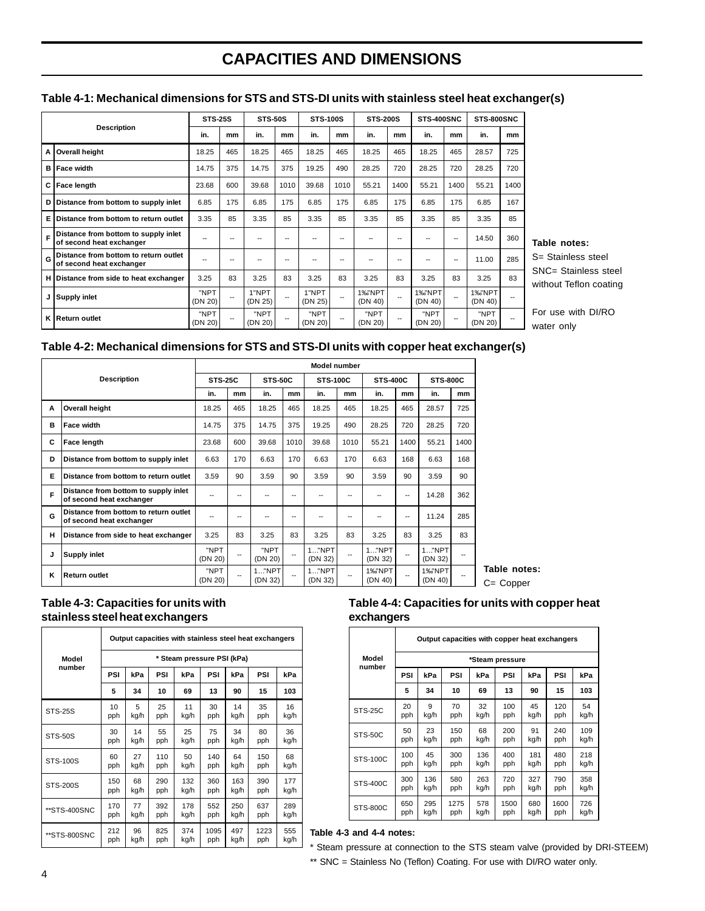# CAPACITIES AND DIMENSIONS

### Table 4-1: Mechanical dimensions for STS and STS-DI units with stainless steel heat exchanger(s)

| | Description | STS-25S | | STS-50S | | STS-100S | | STS-200S | | STS-400SNC | | STS-800SNC | |
|---|---|---|---|---|---|---|---|---|---|---|---|---|---|
| | | in. | mm | in. | mm | in. | mm | in. | mm | in. | mm | in. | mm |
| A | Overall height | 18.25 | 465 | 18.25 | 465 | 18.25 | 465 | 18.25 | 465 | 18.25 | 465 | 28.57 | 725 |
| B | Face width | 14.75 | 375 | 14.75 | 375 | 19.25 | 490 | 28.25 | 720 | 28.25 | 720 | 28.25 | 720 |
| C | Face length | 23.68 | 600 | 39.68 | 1010 | 39.68 | 1010 | 55.21 | 1400 | 55.21 | 1400 | 55.21 | 1400 |
| D | Distance from bottom to supply inlet | 6.85 | 175 | 6.85 | 175 | 6.85 | 175 | 6.85 | 175 | 6.85 | 175 | 6.85 | 167 |
| E | Distance from bottom to return outlet | 3.35 | 85 | 3.35 | 85 | 3.35 | 85 | 3.35 | 85 | 3.35 | 85 | 3.35 | 85 |
| F | Distance from bottom to supply inlet of second heat exchanger | -- | -- | -- | -- | -- | -- | -- | -- | -- | -- | 14.50 | 360 |
| G | Distance from bottom to return outlet of second heat exchanger | -- | -- | -- | -- | -- | -- | -- | -- | -- | -- | 11.00 | 285 |
| H | Distance from side to heat exchanger | 3.25 | 83 | 3.25 | 83 | 3.25 | 83 | 3.25 | 83 | 3.25 | 83 | 3.25 | 83 |
| J | Supply inlet | "NPT (DN 20) | -- | 1"NPT (DN 25) | -- | 1"NPT (DN 25) | -- | 1‰"NPT (DN 40) | -- | 1‰"NPT (DN 40) | -- | 1‰"NPT (DN 40) | -- |
| K | Return outlet | "NPT (DN 20) | -- | "NPT (DN 20) | -- | "NPT (DN 20) | -- | "NPT (DN 20) | -- | "NPT (DN 20) | -- | "NPT (DN 20) | -- |

**Table notes:**
S= Stainless steel
SNC= Stainless steel without Teflon coating

For use with DI/RO water only

### Table 4-2: Mechanical dimensions for STS and STS-DI units with copper heat exchanger(s)

| | Description | Model number | | | | | | | | | |
|---|---|---|---|---|---|---|---|---|---|---|---|
| | | STS-25C | | STS-50C | | STS-100C | | STS-400C | | STS-800C | |
| | | in. | mm | in. | mm | in. | mm | in. | mm | in. | mm |
| A | Overall height | 18.25 | 465 | 18.25 | 465 | 18.25 | 465 | 18.25 | 465 | 28.57 | 725 |
| B | Face width | 14.75 | 375 | 14.75 | 375 | 19.25 | 490 | 28.25 | 720 | 28.25 | 720 |
| C | Face length | 23.68 | 600 | 39.68 | 1010 | 39.68 | 1010 | 55.21 | 1400 | 55.21 | 1400 |
| D | Distance from bottom to supply inlet | 6.63 | 170 | 6.63 | 170 | 6.63 | 170 | 6.63 | 168 | 6.63 | 168 |
| E | Distance from bottom to return outlet | 3.59 | 90 | 3.59 | 90 | 3.59 | 90 | 3.59 | 90 | 3.59 | 90 |
| F | Distance from bottom to supply inlet of second heat exchanger | -- | -- | -- | -- | -- | -- | -- | -- | 14.28 | 362 |
| G | Distance from bottom to return outlet of second heat exchanger | -- | -- | -- | -- | -- | -- | -- | -- | 11.24 | 285 |
| H | Distance from side to heat exchanger | 3.25 | 83 | 3.25 | 83 | 3.25 | 83 | 3.25 | 83 | 3.25 | 83 |
| J | Supply inlet | "NPT (DN 20) | -- | "NPT (DN 20) | -- | 1…"NPT (DN 32) | -- | 1…"NPT (DN 32) | -- | 1…"NPT (DN 32) | -- |
| K | Return outlet | "NPT (DN 20) | -- | 1…"NPT (DN 32) | -- | 1…"NPT (DN 32) | -- | 1‰"NPT (DN 40) | -- | 1‰"NPT (DN 40) | -- |

**Table notes:**
C= Copper

### Table 4-3: Capacities for units with stainless steel heat exchangers

| Model number | Output capacities with stainless steel heat exchangers | | | | | | | |
|---|---|---|---|---|---|---|---|---|
| | * Steam pressure PSI (kPa) | | | | | | | |
| | PSI | kPa | PSI | kPa | PSI | kPa | PSI | kPa |
| | 5 | 34 | 10 | 69 | 13 | 90 | 15 | 103 |
| STS-25S | 10 pph | 5 kg/h | 25 pph | 11 kg/h | 30 pph | 14 kg/h | 35 pph | 16 kg/h |
| STS-50S | 30 pph | 14 kg/h | 55 pph | 25 kg/h | 75 pph | 34 kg/h | 80 pph | 36 kg/h |
| STS-100S | 60 pph | 27 kg/h | 110 pph | 50 kg/h | 140 pph | 64 kg/h | 150 pph | 68 kg/h |
| STS-200S | 150 pph | 68 kg/h | 290 pph | 132 kg/h | 360 pph | 163 kg/h | 390 pph | 177 kg/h |
| **STS-400SNC | 170 pph | 77 kg/h | 392 pph | 178 kg/h | 552 pph | 250 kg/h | 637 pph | 289 kg/h |
| **STS-800SNC | 212 pph | 96 kg/h | 825 pph | 374 kg/h | 1095 pph | 497 kg/h | 1223 pph | 555 kg/h |

### Table 4-4: Capacities for units with copper heat exchangers

| Model number | Output capacities with copper heat exchangers | | | | | | | |
|---|---|---|---|---|---|---|---|---|
| | *Steam pressure | | | | | | | |
| | PSI | kPa | PSI | kPa | PSI | kPa | PSI | kPa |
| | 5 | 34 | 10 | 69 | 13 | 90 | 15 | 103 |
| STS-25C | 20 pph | 9 kg/h | 70 pph | 32 kg/h | 100 pph | 45 kg/h | 120 pph | 54 kg/h |
| STS-50C | 50 pph | 23 kg/h | 150 pph | 68 kg/h | 200 pph | 91 kg/h | 240 pph | 109 kg/h |
| STS-100C | 100 pph | 45 kg/h | 300 pph | 136 kg/h | 400 pph | 181 kg/h | 480 pph | 218 kg/h |
| STS-400C | 300 pph | 136 kg/h | 580 pph | 263 kg/h | 720 pph | 327 kg/h | 790 pph | 358 kg/h |
| STS-800C | 650 pph | 295 kg/h | 1275 pph | 578 kg/h | 1500 pph | 680 kg/h | 1600 pph | 726 kg/h |

**Table 4-3 and 4-4 notes:**

* Steam pressure at connection to the STS steam valve (provided by DRI-STEEM)

** SNC = Stainless No (Teflon) Coating. For use with DI/RO water only.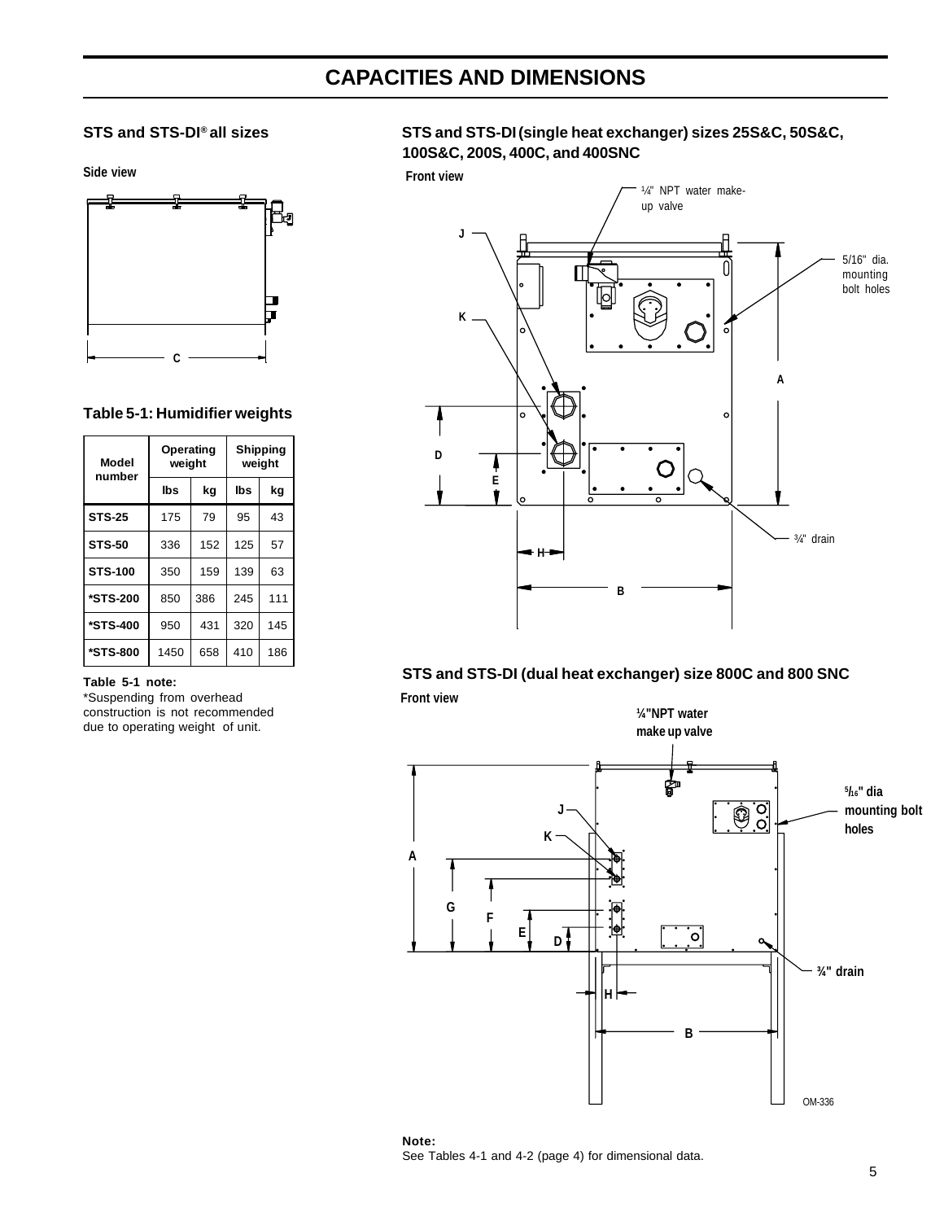# CAPACITIES AND DIMENSIONS

## STS and STS-DI® all sizes

Side view

C

### Table 5-1: Humidifier weights

| Model number | Operating weight | | Shipping weight | |
|---|---|---|---|---|
| | lbs | kg | lbs | kg |
| STS-25 | 175 | 79 | 95 | 43 |
| STS-50 | 336 | 152 | 125 | 57 |
| STS-100 | 350 | 159 | 139 | 63 |
| *STS-200 | 850 | 386 | 245 | 111 |
| *STS-400 | 950 | 431 | 320 | 145 |
| *STS-800 | 1450 | 658 | 410 | 186 |

**Table 5-1 note:**
*Suspending from overhead construction is not recommended due to operating weight of unit.

## STS and STS-DI (single heat exchanger) sizes 25S&C, 50S&C, 100S&C, 200S, 400C, and 400SNC

Front view

¼" NPT water make-up valve

5/16" dia. mounting bolt holes

¾" drain

J, K, A, D, E, H, B

## STS and STS-DI (dual heat exchanger) size 800C and 800 SNC

Front view

¼"NPT water make up valve

5/16" dia mounting bolt holes

¾" drain

J, K, A, G, F, E, D, H, B

OM-336

**Note:**
See Tables 4-1 and 4-2 (page 4) for dimensional data.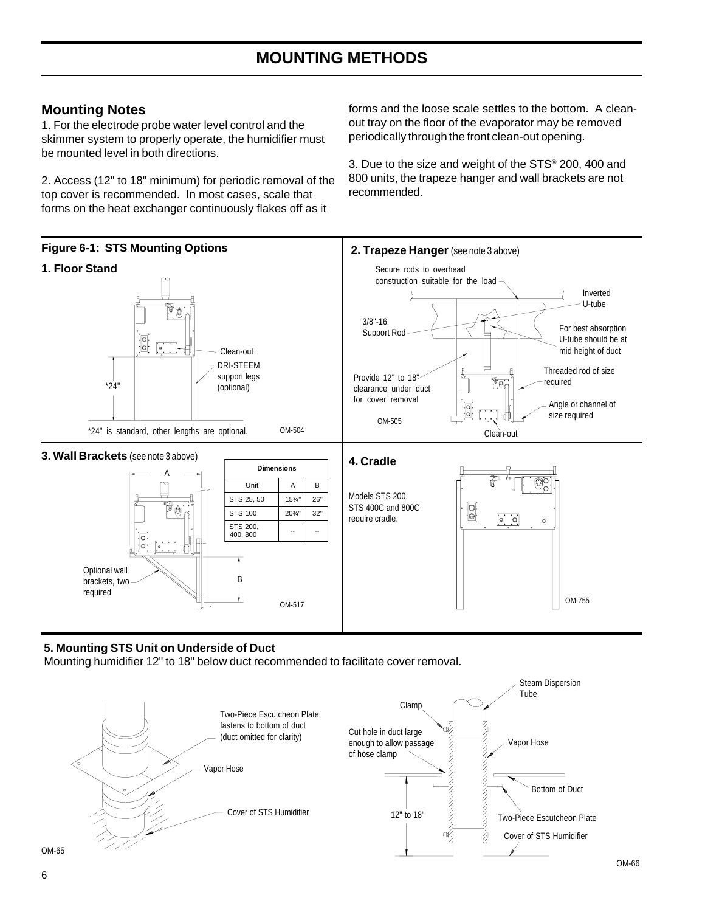# MOUNTING METHODS

## Mounting Notes

1. For the electrode probe water level control and the skimmer system to properly operate, the humidifier must be mounted level in both directions.

2. Access (12" to 18" minimum) for periodic removal of the top cover is recommended. In most cases, scale that forms on the heat exchanger continuously flakes off as it forms and the loose scale settles to the bottom. A clean-out tray on the floor of the evaporator may be removed periodically through the front clean-out opening.

3. Due to the size and weight of the STS® 200, 400 and 800 units, the trapeze hanger and wall brackets are not recommended.

**Figure 6-1: STS Mounting Options**

**1. Floor Stand**

Clean-out

DRI-STEEM support legs (optional)

*24"

*24" is standard, other lengths are optional.

OM-504

**2. Trapeze Hanger** (see note 3 above)

Secure rods to overhead construction suitable for the load

Inverted U-tube

3/8"-16 Support Rod

For best absorption U-tube should be at mid height of duct

Provide 12" to 18" clearance under duct for cover removal

Threaded rod of size required

Angle or channel of size required

OM-505

Clean-out

**3. Wall Brackets** (see note 3 above)

| Dimensions | | |
|---|---|---|
| Unit | A | B |
| STS 25, 50 | 15¾" | 26" |
| STS 100 | 20¾" | 32" |
| STS 200, 400, 800 | -- | -- |

Optional wall brackets, two required

OM-517

**4. Cradle**

Models STS 200, STS 400C and 800C require cradle.

OM-755

**5. Mounting STS Unit on Underside of Duct**

Mounting humidifier 12" to 18" below duct recommended to facilitate cover removal.

Two-Piece Escutcheon Plate fastens to bottom of duct (duct omitted for clarity)

Vapor Hose

Cover of STS Humidifier

OM-65

Steam Dispersion Tube

Clamp

Cut hole in duct large enough to allow passage of hose clamp

Vapor Hose

Bottom of Duct

12" to 18"

Two-Piece Escutcheon Plate

Cover of STS Humidifier

OM-66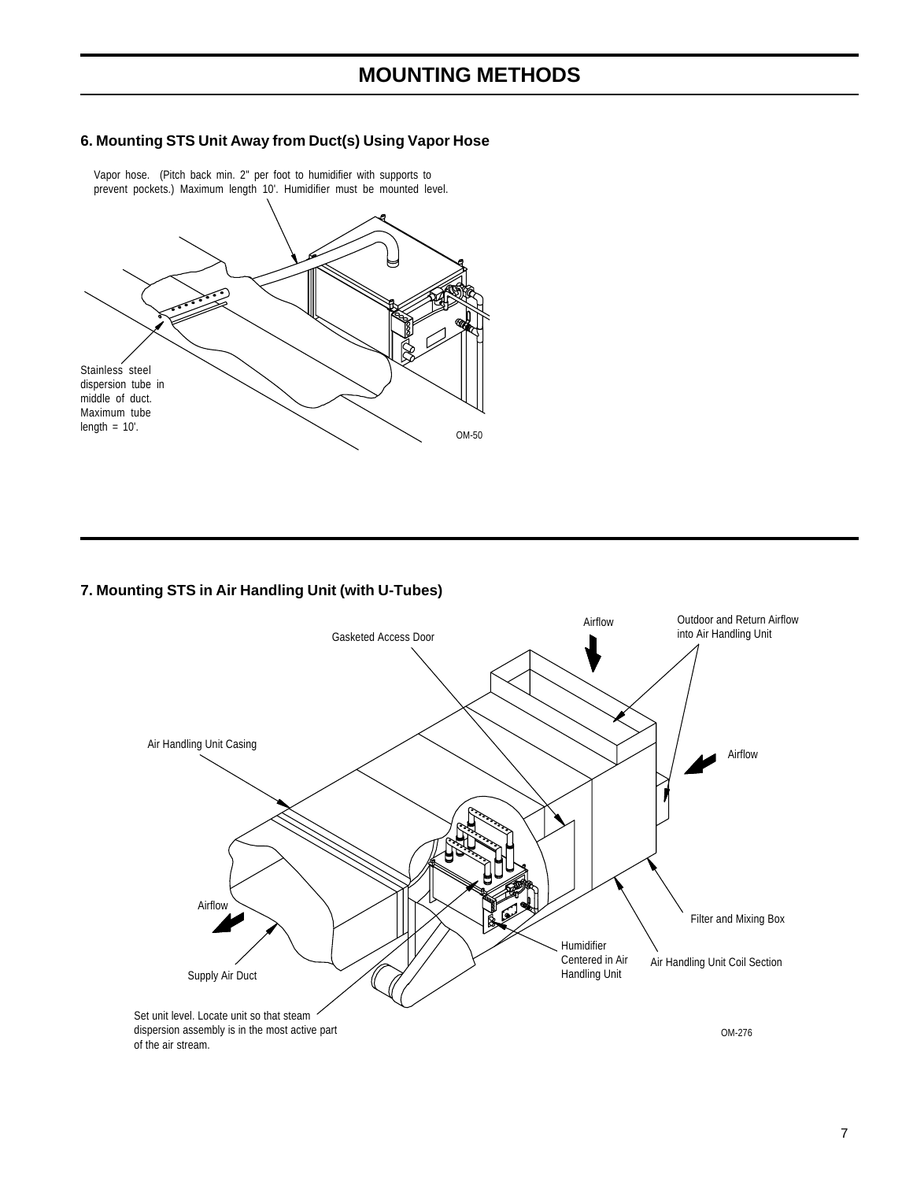# MOUNTING METHODS

### 6. Mounting STS Unit Away from Duct(s) Using Vapor Hose

Vapor hose. (Pitch back min. 2" per foot to humidifier with supports to prevent pockets.) Maximum length 10'. Humidifier must be mounted level.

Stainless steel dispersion tube in middle of duct. Maximum tube length = 10'.

OM-50

### 7. Mounting STS in Air Handling Unit (with U-Tubes)

Airflow

Outdoor and Return Airflow into Air Handling Unit

Gasketed Access Door

Air Handling Unit Casing

Airflow

Airflow

Filter and Mixing Box

Humidifier Centered in Air Handling Unit

Air Handling Unit Coil Section

Supply Air Duct

Set unit level. Locate unit so that steam dispersion assembly is in the most active part of the air stream.

OM-276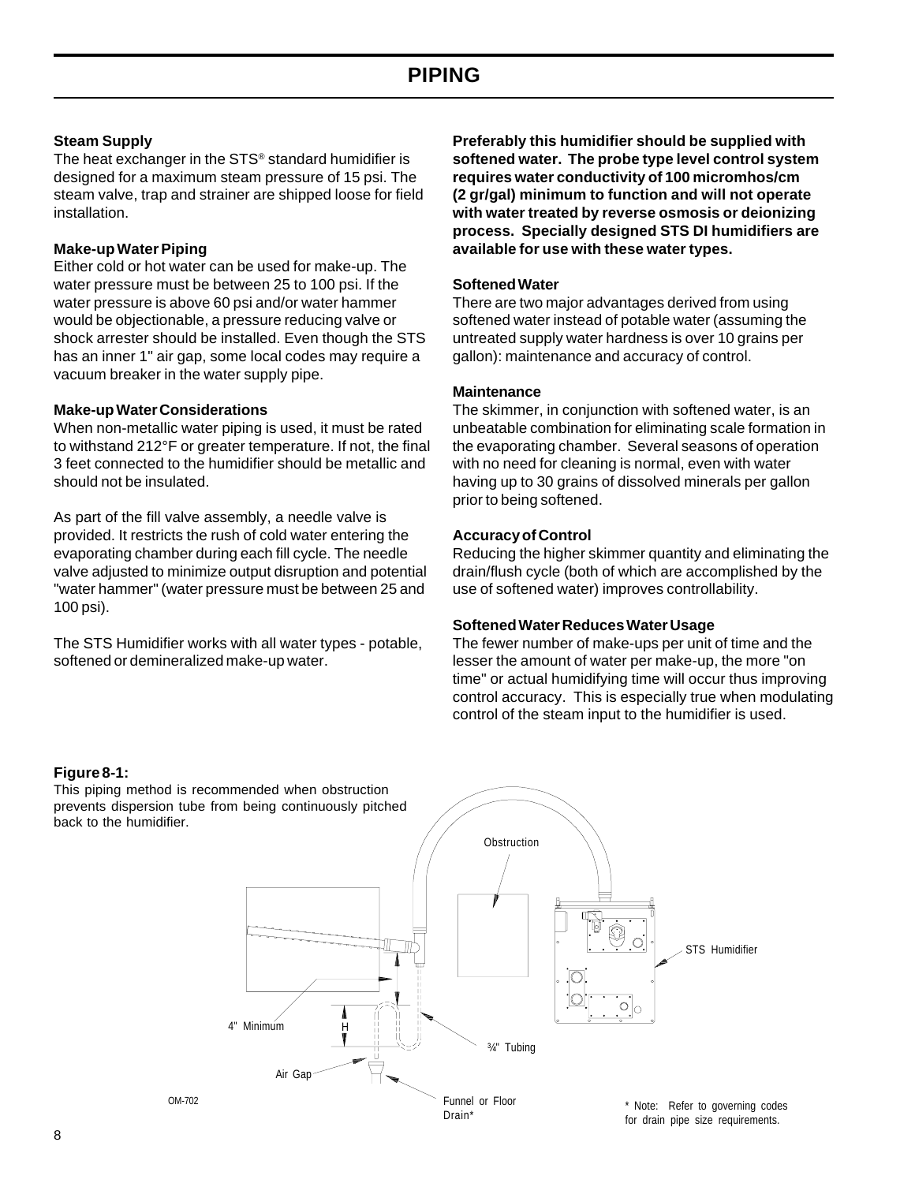# PIPING

### Steam Supply

The heat exchanger in the STS® standard humidifier is designed for a maximum steam pressure of 15 psi. The steam valve, trap and strainer are shipped loose for field installation.

### Make-up Water Piping

Either cold or hot water can be used for make-up. The water pressure must be between 25 to 100 psi. If the water pressure is above 60 psi and/or water hammer would be objectionable, a pressure reducing valve or shock arrester should be installed. Even though the STS has an inner 1" air gap, some local codes may require a vacuum breaker in the water supply pipe.

### Make-up Water Considerations

When non-metallic water piping is used, it must be rated to withstand 212°F or greater temperature. If not, the final 3 feet connected to the humidifier should be metallic and should not be insulated.

As part of the fill valve assembly, a needle valve is provided. It restricts the rush of cold water entering the evaporating chamber during each fill cycle. The needle valve adjusted to minimize output disruption and potential "water hammer" (water pressure must be between 25 and 100 psi).

The STS Humidifier works with all water types - potable, softened or demineralized make-up water.

**Preferably this humidifier should be supplied with softened water. The probe type level control system requires water conductivity of 100 micromhos/cm (2 gr/gal) minimum to function and will not operate with water treated by reverse osmosis or deionizing process. Specially designed STS DI humidifiers are available for use with these water types.**

### Softened Water

There are two major advantages derived from using softened water instead of potable water (assuming the untreated supply water hardness is over 10 grains per gallon): maintenance and accuracy of control.

### Maintenance

The skimmer, in conjunction with softened water, is an unbeatable combination for eliminating scale formation in the evaporating chamber. Several seasons of operation with no need for cleaning is normal, even with water having up to 30 grains of dissolved minerals per gallon prior to being softened.

### Accuracy of Control

Reducing the higher skimmer quantity and eliminating the drain/flush cycle (both of which are accomplished by the use of softened water) improves controllability.

### Softened Water Reduces Water Usage

The fewer number of make-ups per unit of time and the lesser the amount of water per make-up, the more "on time" or actual humidifying time will occur thus improving control accuracy. This is especially true when modulating control of the steam input to the humidifier is used.

**Figure 8-1:**
This piping method is recommended when obstruction prevents dispersion tube from being continuously pitched back to the humidifier.

Obstruction

STS Humidifier

4" Minimum

H

¾" Tubing

Air Gap

Funnel or Floor Drain*

OM-702

\* Note: Refer to governing codes for drain pipe size requirements.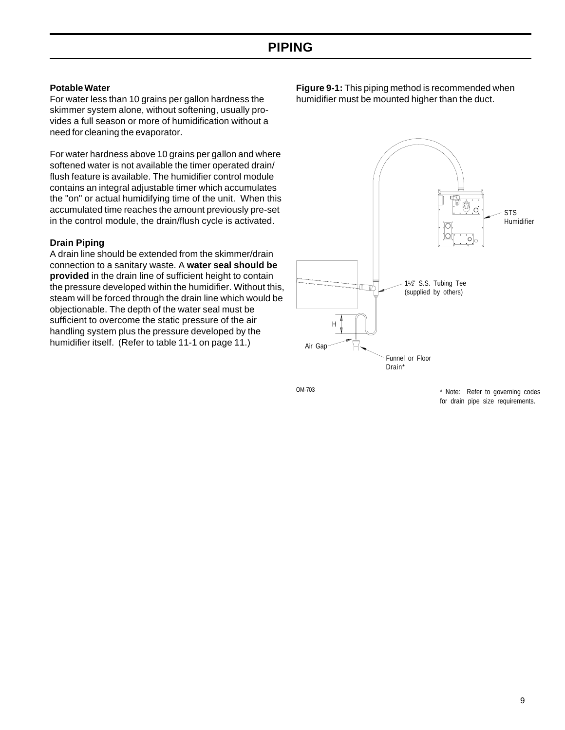# PIPING

**Potable Water**

For water less than 10 grains per gallon hardness the skimmer system alone, without softening, usually provides a full season or more of humidification without a need for cleaning the evaporator.

For water hardness above 10 grains per gallon and where softened water is not available the timer operated drain/flush feature is available. The humidifier control module contains an integral adjustable timer which accumulates the "on" or actual humidifying time of the unit. When this accumulated time reaches the amount previously pre-set in the control module, the drain/flush cycle is activated.

**Drain Piping**

A drain line should be extended from the skimmer/drain connection to a sanitary waste. A **water seal should be provided** in the drain line of sufficient height to contain the pressure developed within the humidifier. Without this, steam will be forced through the drain line which would be objectionable. The depth of the water seal must be sufficient to overcome the static pressure of the air handling system plus the pressure developed by the humidifier itself. (Refer to table 11-1 on page 11.)

**Figure 9-1:** This piping method is recommended when humidifier must be mounted higher than the duct.

STS Humidifier

1½" S.S. Tubing Tee (supplied by others)

H

Air Gap

Funnel or Floor Drain*

OM-703

\* Note: Refer to governing codes for drain pipe size requirements.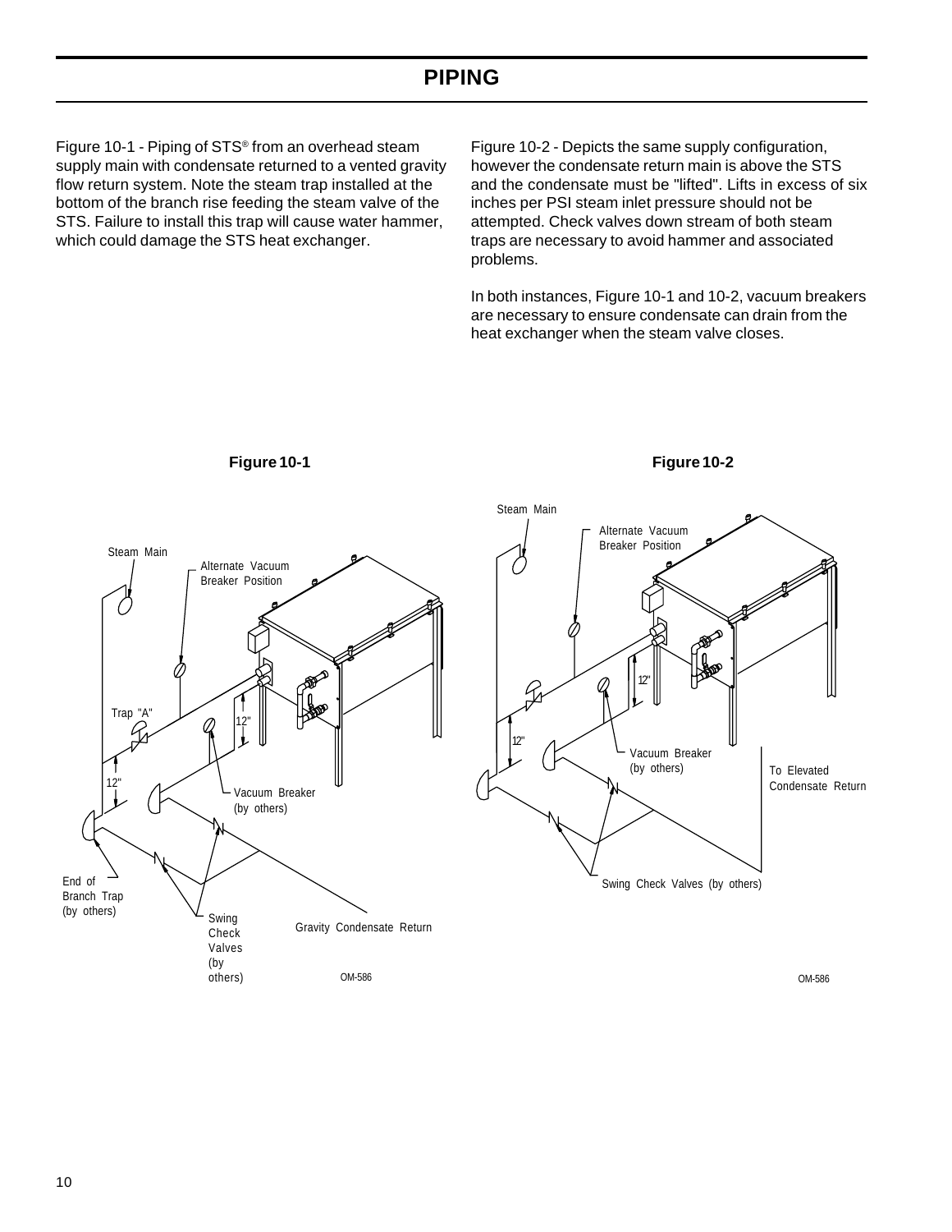# PIPING

Figure 10-1 - Piping of STS® from an overhead steam supply main with condensate returned to a vented gravity flow return system. Note the steam trap installed at the bottom of the branch rise feeding the steam valve of the STS. Failure to install this trap will cause water hammer, which could damage the STS heat exchanger.

Figure 10-2 - Depicts the same supply configuration, however the condensate return main is above the STS and the condensate must be "lifted". Lifts in excess of six inches per PSI steam inlet pressure should not be attempted. Check valves down stream of both steam traps are necessary to avoid hammer and associated problems.

In both instances, Figure 10-1 and 10-2, vacuum breakers are necessary to ensure condensate can drain from the heat exchanger when the steam valve closes.

**Figure 10-1**

Steam Main

Alternate Vacuum Breaker Position

Trap "A"

12"

12"

Vacuum Breaker (by others)

End of Branch Trap (by others)

Swing Check Valves (by others)

Gravity Condensate Return

OM-586

**Figure 10-2**

Steam Main

Alternate Vacuum Breaker Position

12"

12"

Vacuum Breaker (by others)

To Elevated Condensate Return

Swing Check Valves (by others)

OM-586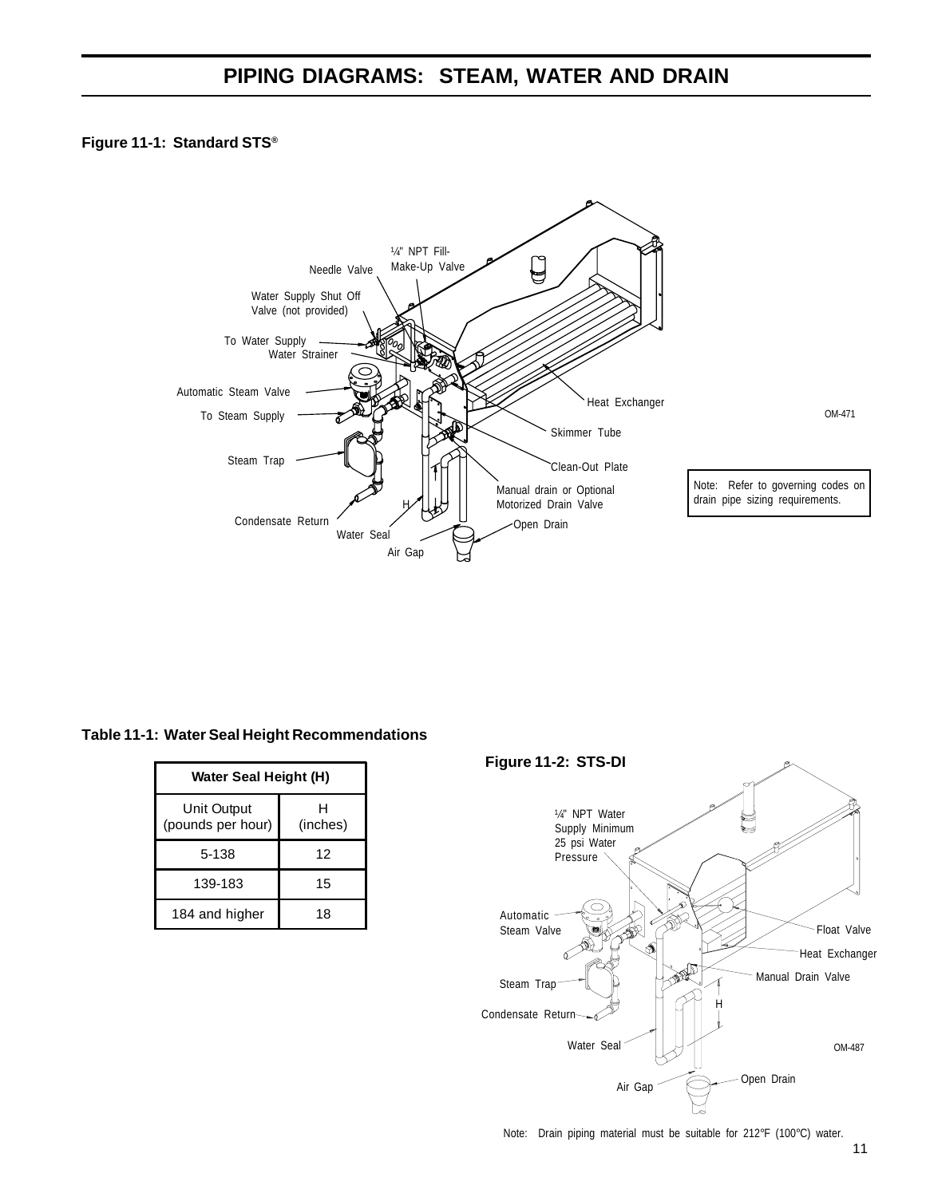# PIPING DIAGRAMS: STEAM, WATER AND DRAIN

**Figure 11-1: Standard STS®**

Note: Refer to governing codes on drain pipe sizing requirements.

**Table 11-1: Water Seal Height Recommendations**

| Water Seal Height (H) | |
|---|---|
| Unit Output (pounds per hour) | H (inches) |
| 5-138 | 12 |
| 139-183 | 15 |
| 184 and higher | 18 |

**Figure 11-2: STS-DI**

Note: Drain piping material must be suitable for 212°F (100°C) water.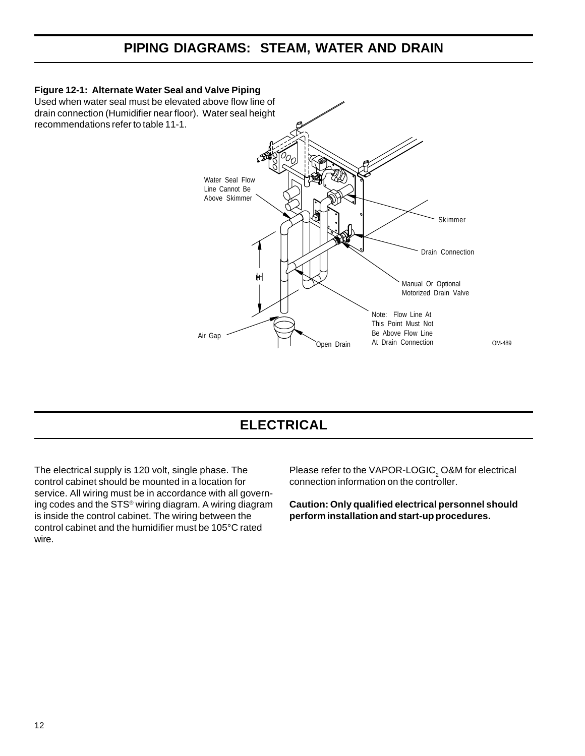# PIPING DIAGRAMS: STEAM, WATER AND DRAIN

**Figure 12-1: Alternate Water Seal and Valve Piping**

Used when water seal must be elevated above flow line of drain connection (Humidifier near floor). Water seal height recommendations refer to table 11-1.

Water Seal Flow Line Cannot Be Above Skimmer

Skimmer

Drain Connection

H

Manual Or Optional Motorized Drain Valve

Note: Flow Line At This Point Must Not Be Above Flow Line At Drain Connection

Air Gap

Open Drain

OM-489

# ELECTRICAL

The electrical supply is 120 volt, single phase. The control cabinet should be mounted in a location for service. All wiring must be in accordance with all governing codes and the STS® wiring diagram. A wiring diagram is inside the control cabinet. The wiring between the control cabinet and the humidifier must be 105°C rated wire.

Please refer to the VAPOR-LOGIC$_2$ O&M for electrical connection information on the controller.

**Caution: Only qualified electrical personnel should perform installation and start-up procedures.**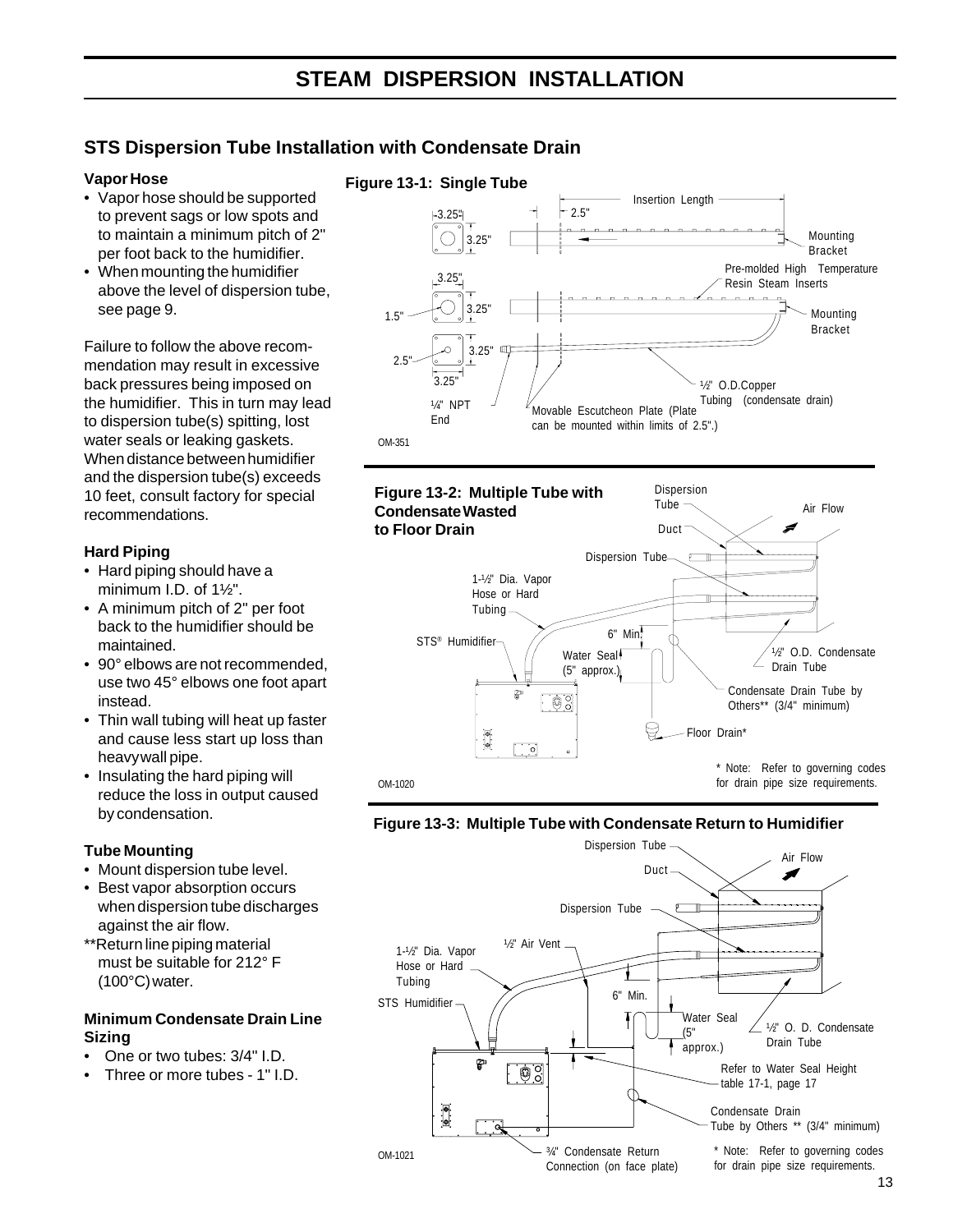# STEAM DISPERSION INSTALLATION

## STS Dispersion Tube Installation with Condensate Drain

### Vapor Hose

- Vapor hose should be supported to prevent sags or low spots and to maintain a minimum pitch of 2" per foot back to the humidifier.
- When mounting the humidifier above the level of dispersion tube, see page 9.

Failure to follow the above recommendation may result in excessive back pressures being imposed on the humidifier. This in turn may lead to dispersion tube(s) spitting, lost water seals or leaking gaskets. When distance between humidifier and the dispersion tube(s) exceeds 10 feet, consult factory for special recommendations.

### Hard Piping

- Hard piping should have a minimum I.D. of 1½".
- A minimum pitch of 2" per foot back to the humidifier should be maintained.
- 90° elbows are not recommended, use two 45° elbows one foot apart instead.
- Thin wall tubing will heat up faster and cause less start up loss than heavy wall pipe.
- Insulating the hard piping will reduce the loss in output caused by condensation.

### Tube Mounting

- Mount dispersion tube level.
- Best vapor absorption occurs when dispersion tube discharges against the air flow.

**Return line piping material must be suitable for 212° F (100°C) water.

### Minimum Condensate Drain Line Sizing

- One or two tubes: 3/4" I.D.
- Three or more tubes - 1" I.D.

**Figure 13-1: Single Tube**

Insertion Length; 3.25"; 3.25"; 2.5"; Mounting Bracket; Pre-molded High Temperature Resin Steam Inserts; 1.5"; 2.5"; ½" O.D. Copper Tubing (condensate drain); ¼" NPT End; Movable Escutcheon Plate (Plate can be mounted within limits of 2.5".)

OM-351

**Figure 13-2: Multiple Tube with Condensate Wasted to Floor Drain**

Dispersion Tube; Air Flow; Duct; 1-½" Dia. Vapor Hose or Hard Tubing; 6" Min.; STS® Humidifier; Water Seal (5" approx.); ½" O.D. Condensate Drain Tube; Condensate Drain Tube by Others** (3/4" minimum); Floor Drain*

\* Note: Refer to governing codes for drain pipe size requirements.

OM-1020

**Figure 13-3: Multiple Tube with Condensate Return to Humidifier**

Dispersion Tube; Air Flow; Duct; ½" Air Vent; 1-½" Dia. Vapor Hose or Hard Tubing; 6" Min.; STS Humidifier; Water Seal (5" approx.); ½" O. D. Condensate Drain Tube; Refer to Water Seal Height table 17-1, page 17; Condensate Drain Tube by Others ** (3/4" minimum); ¾" Condensate Return Connection (on face plate)

\* Note: Refer to governing codes for drain pipe size requirements.

OM-1021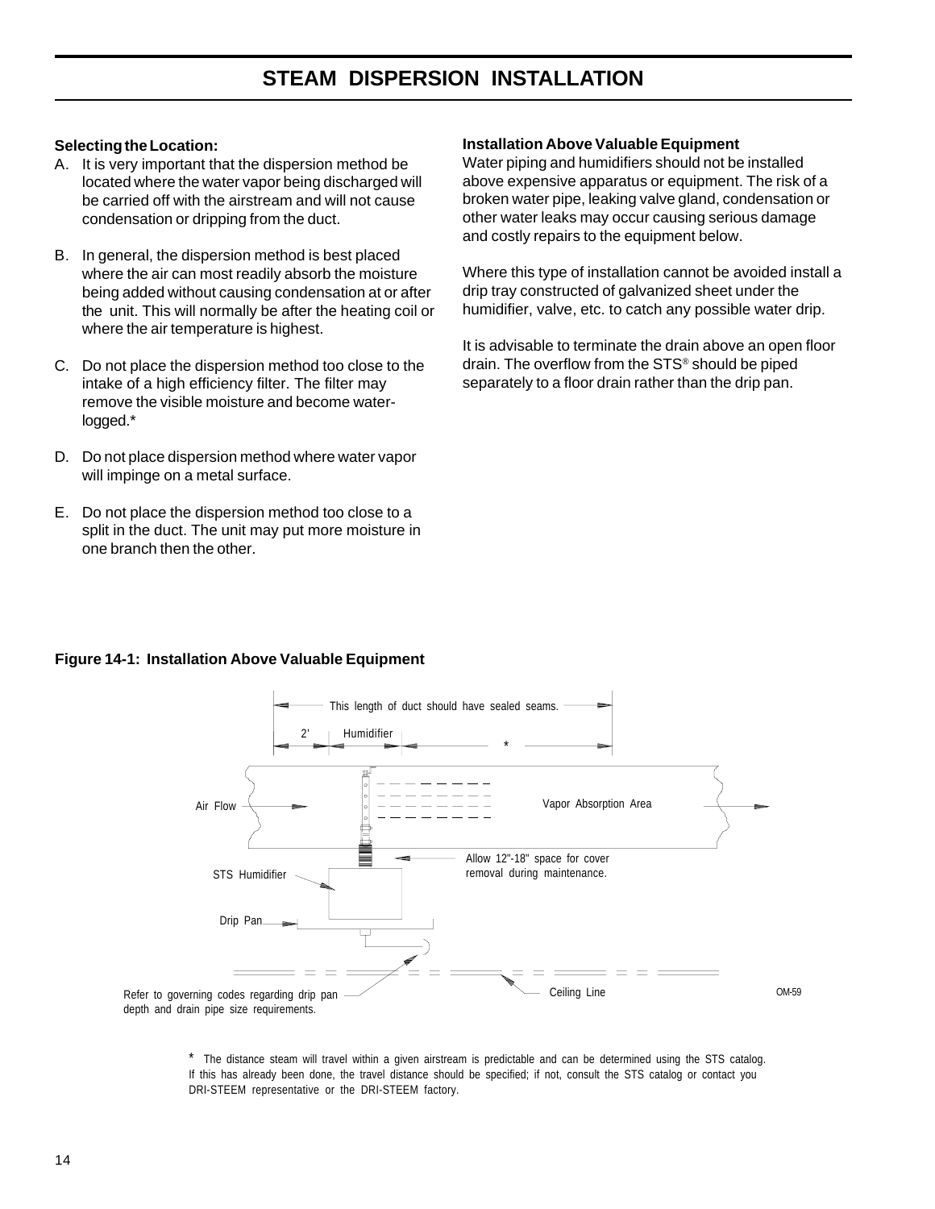# STEAM DISPERSION INSTALLATION

**Selecting the Location:**

A. It is very important that the dispersion method be located where the water vapor being discharged will be carried off with the airstream and will not cause condensation or dripping from the duct.

B. In general, the dispersion method is best placed where the air can most readily absorb the moisture being added without causing condensation at or after the unit. This will normally be after the heating coil or where the air temperature is highest.

C. Do not place the dispersion method too close to the intake of a high efficiency filter. The filter may remove the visible moisture and become water-logged.*

D. Do not place dispersion method where water vapor will impinge on a metal surface.

E. Do not place the dispersion method too close to a split in the duct. The unit may put more moisture in one branch then the other.

**Installation Above Valuable Equipment**

Water piping and humidifiers should not be installed above expensive apparatus or equipment. The risk of a broken water pipe, leaking valve gland, condensation or other water leaks may occur causing serious damage and costly repairs to the equipment below.

Where this type of installation cannot be avoided install a drip tray constructed of galvanized sheet under the humidifier, valve, etc. to catch any possible water drip.

It is advisable to terminate the drain above an open floor drain. The overflow from the STS® should be piped separately to a floor drain rather than the drip pan.

**Figure 14-1: Installation Above Valuable Equipment**

This length of duct should have sealed seams.

2' | Humidifier | *

Air Flow

Vapor Absorption Area

Allow 12"-18" space for cover removal during maintenance.

STS Humidifier

Drip Pan

Ceiling Line

Refer to governing codes regarding drip pan depth and drain pipe size requirements.

OM-59

* The distance steam will travel within a given airstream is predictable and can be determined using the STS catalog. If this has already been done, the travel distance should be specified; if not, consult the STS catalog or contact you DRI-STEEM representative or the DRI-STEEM factory.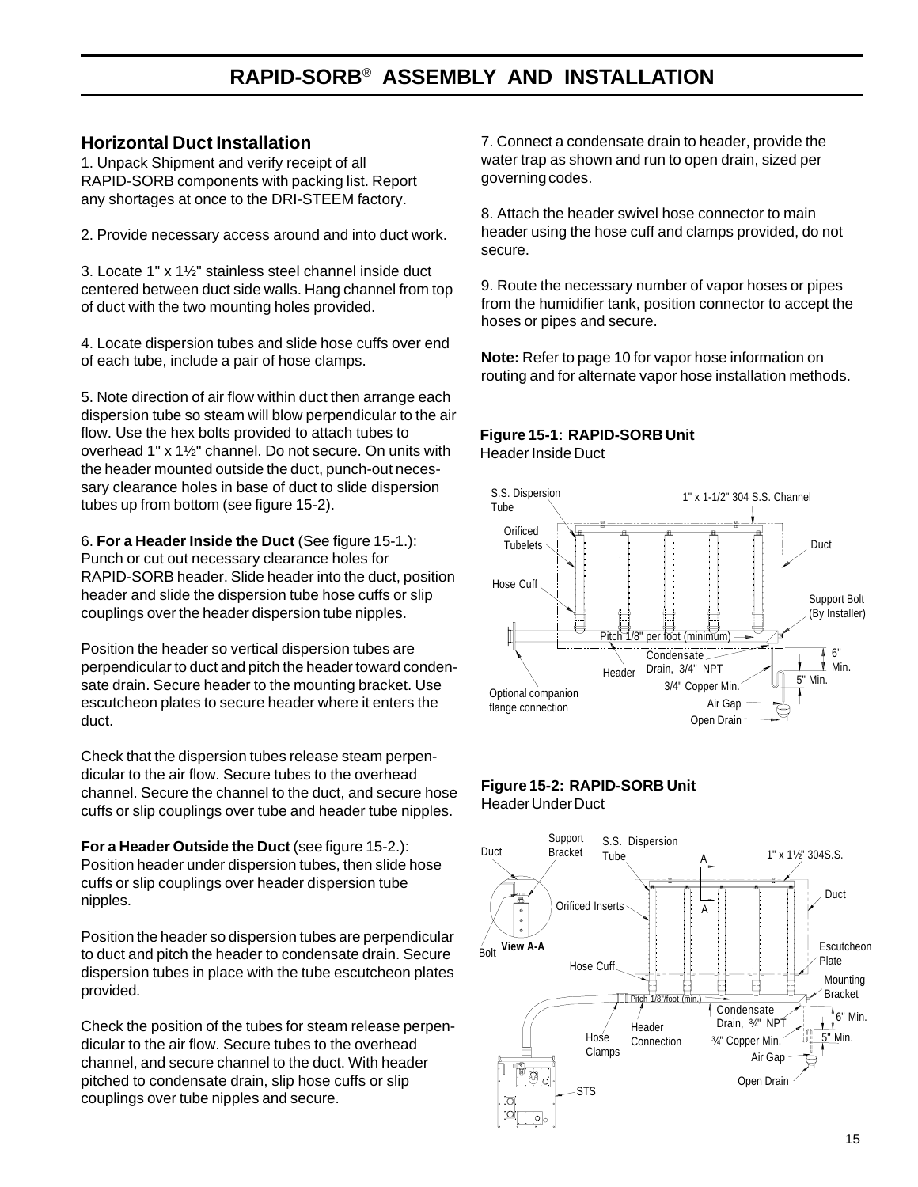# RAPID-SORB® ASSEMBLY AND INSTALLATION

## Horizontal Duct Installation

1. Unpack Shipment and verify receipt of all RAPID-SORB components with packing list. Report any shortages at once to the DRI-STEEM factory.

2. Provide necessary access around and into duct work.

3. Locate 1" x 1½" stainless steel channel inside duct centered between duct side walls. Hang channel from top of duct with the two mounting holes provided.

4. Locate dispersion tubes and slide hose cuffs over end of each tube, include a pair of hose clamps.

5. Note direction of air flow within duct then arrange each dispersion tube so steam will blow perpendicular to the air flow. Use the hex bolts provided to attach tubes to overhead 1" x 1½" channel. Do not secure. On units with the header mounted outside the duct, punch-out necessary clearance holes in base of duct to slide dispersion tubes up from bottom (see figure 15-2).

6. **For a Header Inside the Duct** (See figure 15-1.): Punch or cut out necessary clearance holes for RAPID-SORB header. Slide header into the duct, position header and slide the dispersion tube hose cuffs or slip couplings over the header dispersion tube nipples.

Position the header so vertical dispersion tubes are perpendicular to duct and pitch the header toward condensate drain. Secure header to the mounting bracket. Use escutcheon plates to secure header where it enters the duct.

Check that the dispersion tubes release steam perpendicular to the air flow. Secure tubes to the overhead channel. Secure the channel to the duct, and secure hose cuffs or slip couplings over tube and header tube nipples.

**For a Header Outside the Duct** (see figure 15-2.): Position header under dispersion tubes, then slide hose cuffs or slip couplings over header dispersion tube nipples.

Position the header so dispersion tubes are perpendicular to duct and pitch the header to condensate drain. Secure dispersion tubes in place with the tube escutcheon plates provided.

Check the position of the tubes for steam release perpendicular to the air flow. Secure tubes to the overhead channel, and secure channel to the duct. With header pitched to condensate drain, slip hose cuffs or slip couplings over tube nipples and secure.

7. Connect a condensate drain to header, provide the water trap as shown and run to open drain, sized per governing codes.

8. Attach the header swivel hose connector to main header using the hose cuff and clamps provided, do not secure.

9. Route the necessary number of vapor hoses or pipes from the humidifier tank, position connector to accept the hoses or pipes and secure.

**Note:** Refer to page 10 for vapor hose information on routing and for alternate vapor hose installation methods.

**Figure 15-1: RAPID-SORB Unit**
Header Inside Duct

S.S. Dispersion Tube; 1" x 1-1/2" 304 S.S. Channel; Orificed Tubelets; Duct; Hose Cuff; Support Bolt (By Installer); Pitch 1/8" per foot (minimum); Condensate Drain, 3/4" NPT; Header; 6" Min.; 5" Min.; 3/4" Copper Min.; Optional companion flange connection; Air Gap; Open Drain

**Figure 15-2: RAPID-SORB Unit**
Header Under Duct

Duct; Support Bracket; S.S. Dispersion Tube; A; 1" x 1½" 304S.S.; Orificed Inserts; Duct; View A-A; Bolt; Escutcheon Plate; Hose Cuff; Mounting Bracket; Pitch 1/8"/foot (min.); Condensate Drain, ¾" NPT; 6" Min.; Hose Clamps; Header Connection; ¾" Copper Min.; 5" Min.; Air Gap; Open Drain; STS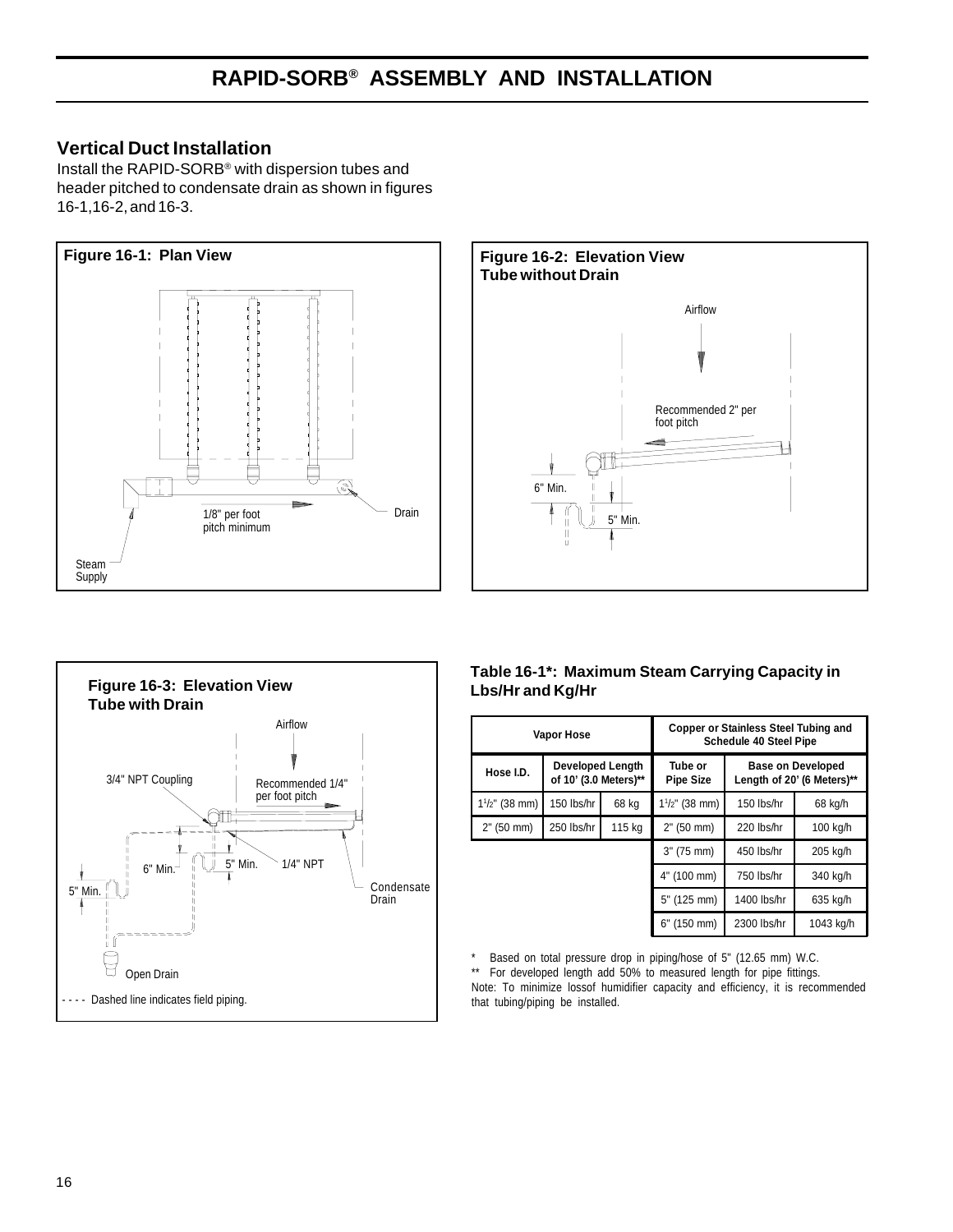# RAPID-SORB® ASSEMBLY AND INSTALLATION

## Vertical Duct Installation

Install the RAPID-SORB® with dispersion tubes and header pitched to condensate drain as shown in figures 16-1,16-2, and 16-3.

**Figure 16-1: Plan View**

1/8" per foot pitch minimum

Drain

Steam Supply

**Figure 16-2: Elevation View Tube without Drain**

Airflow

Recommended 2" per foot pitch

6" Min.

5" Min.

**Figure 16-3: Elevation View Tube with Drain**

Airflow

3/4" NPT Coupling

Recommended 1/4" per foot pitch

6" Min.

5" Min.

1/4" NPT

5" Min.

Condensate Drain

Open Drain

- - - - Dashed line indicates field piping.

**Table 16-1*: Maximum Steam Carrying Capacity in Lbs/Hr and Kg/Hr**

| Vapor Hose | | | Copper or Stainless Steel Tubing and Schedule 40 Steel Pipe | | |
|---|---|---|---|---|---|
| Hose I.D. | Developed Length of 10' (3.0 Meters)** | | Tube or Pipe Size | Base on Developed Length of 20' (6 Meters)** | |
| 1½" (38 mm) | 150 lbs/hr | 68 kg | 1½" (38 mm) | 150 lbs/hr | 68 kg/h |
| 2" (50 mm) | 250 lbs/hr | 115 kg | 2" (50 mm) | 220 lbs/hr | 100 kg/h |
| | | | 3" (75 mm) | 450 lbs/hr | 205 kg/h |
| | | | 4" (100 mm) | 750 lbs/hr | 340 kg/h |
| | | | 5" (125 mm) | 1400 lbs/hr | 635 kg/h |
| | | | 6" (150 mm) | 2300 lbs/hr | 1043 kg/h |

\* Based on total pressure drop in piping/hose of 5" (12.65 mm) W.C.

\*\* For developed length add 50% to measured length for pipe fittings.

Note: To minimize lossof humidifier capacity and efficiency, it is recommended that tubing/piping be installed.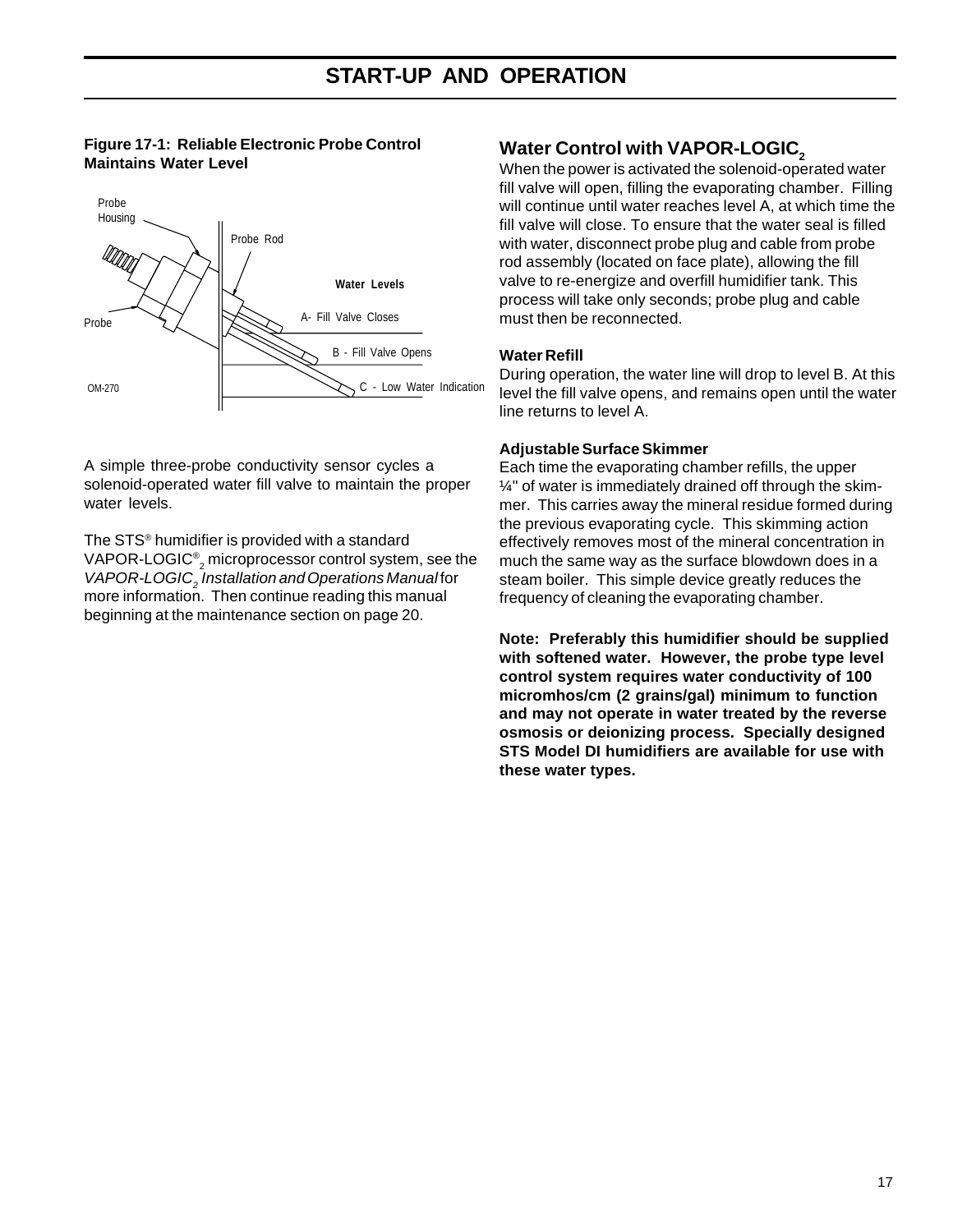# START-UP AND OPERATION

**Figure 17-1: Reliable Electronic Probe Control Maintains Water Level**

Probe Housing

Probe Rod

Water Levels

Probe

A- Fill Valve Closes

B - Fill Valve Opens

C - Low Water Indication

OM-270

A simple three-probe conductivity sensor cycles a solenoid-operated water fill valve to maintain the proper water levels.

The STS® humidifier is provided with a standard VAPOR-LOGIC®$_2$ microprocessor control system, see the *VAPOR-LOGIC$_2$ Installation and Operations Manual* for more information. Then continue reading this manual beginning at the maintenance section on page 20.

## Water Control with VAPOR-LOGIC$_2$

When the power is activated the solenoid-operated water fill valve will open, filling the evaporating chamber. Filling will continue until water reaches level A, at which time the fill valve will close. To ensure that the water seal is filled with water, disconnect probe plug and cable from probe rod assembly (located on face plate), allowing the fill valve to re-energize and overfill humidifier tank. This process will take only seconds; probe plug and cable must then be reconnected.

### Water Refill

During operation, the water line will drop to level B. At this level the fill valve opens, and remains open until the water line returns to level A.

### Adjustable Surface Skimmer

Each time the evaporating chamber refills, the upper ¼" of water is immediately drained off through the skimmer. This carries away the mineral residue formed during the previous evaporating cycle. This skimming action effectively removes most of the mineral concentration in much the same way as the surface blowdown does in a steam boiler. This simple device greatly reduces the frequency of cleaning the evaporating chamber.

**Note: Preferably this humidifier should be supplied with softened water. However, the probe type level control system requires water conductivity of 100 micromhos/cm (2 grains/gal) minimum to function and may not operate in water treated by the reverse osmosis or deionizing process. Specially designed STS Model DI humidifiers are available for use with these water types.**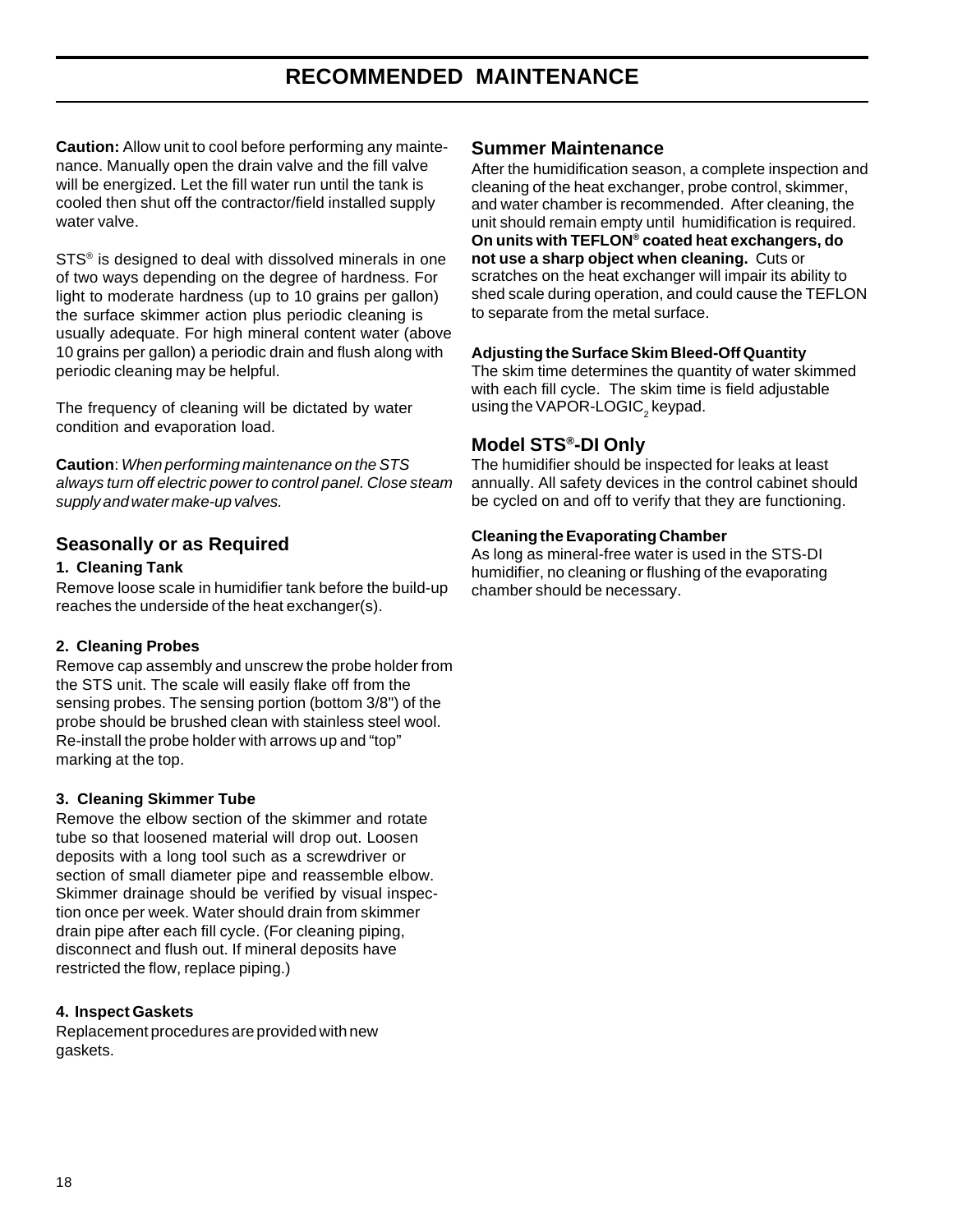# RECOMMENDED MAINTENANCE

**Caution:** Allow unit to cool before performing any maintenance. Manually open the drain valve and the fill valve will be energized. Let the fill water run until the tank is cooled then shut off the contractor/field installed supply water valve.

STS® is designed to deal with dissolved minerals in one of two ways depending on the degree of hardness. For light to moderate hardness (up to 10 grains per gallon) the surface skimmer action plus periodic cleaning is usually adequate. For high mineral content water (above 10 grains per gallon) a periodic drain and flush along with periodic cleaning may be helpful.

The frequency of cleaning will be dictated by water condition and evaporation load.

**Caution**: *When performing maintenance on the STS always turn off electric power to control panel. Close steam supply and water make-up valves.*

## Seasonally or as Required

**1. Cleaning Tank**

Remove loose scale in humidifier tank before the build-up reaches the underside of the heat exchanger(s).

**2. Cleaning Probes**

Remove cap assembly and unscrew the probe holder from the STS unit. The scale will easily flake off from the sensing probes. The sensing portion (bottom 3/8") of the probe should be brushed clean with stainless steel wool. Re-install the probe holder with arrows up and "top" marking at the top.

**3. Cleaning Skimmer Tube**

Remove the elbow section of the skimmer and rotate tube so that loosened material will drop out. Loosen deposits with a long tool such as a screwdriver or section of small diameter pipe and reassemble elbow. Skimmer drainage should be verified by visual inspection once per week. Water should drain from skimmer drain pipe after each fill cycle. (For cleaning piping, disconnect and flush out. If mineral deposits have restricted the flow, replace piping.)

**4. Inspect Gaskets**

Replacement procedures are provided with new gaskets.

## Summer Maintenance

After the humidification season, a complete inspection and cleaning of the heat exchanger, probe control, skimmer, and water chamber is recommended. After cleaning, the unit should remain empty until humidification is required. **On units with TEFLON® coated heat exchangers, do not use a sharp object when cleaning.** Cuts or scratches on the heat exchanger will impair its ability to shed scale during operation, and could cause the TEFLON to separate from the metal surface.

**Adjusting the Surface Skim Bleed-Off Quantity**

The skim time determines the quantity of water skimmed with each fill cycle. The skim time is field adjustable using the VAPOR-LOGIC$_2$ keypad.

## Model STS®-DI Only

The humidifier should be inspected for leaks at least annually. All safety devices in the control cabinet should be cycled on and off to verify that they are functioning.

**Cleaning the Evaporating Chamber**

As long as mineral-free water is used in the STS-DI humidifier, no cleaning or flushing of the evaporating chamber should be necessary.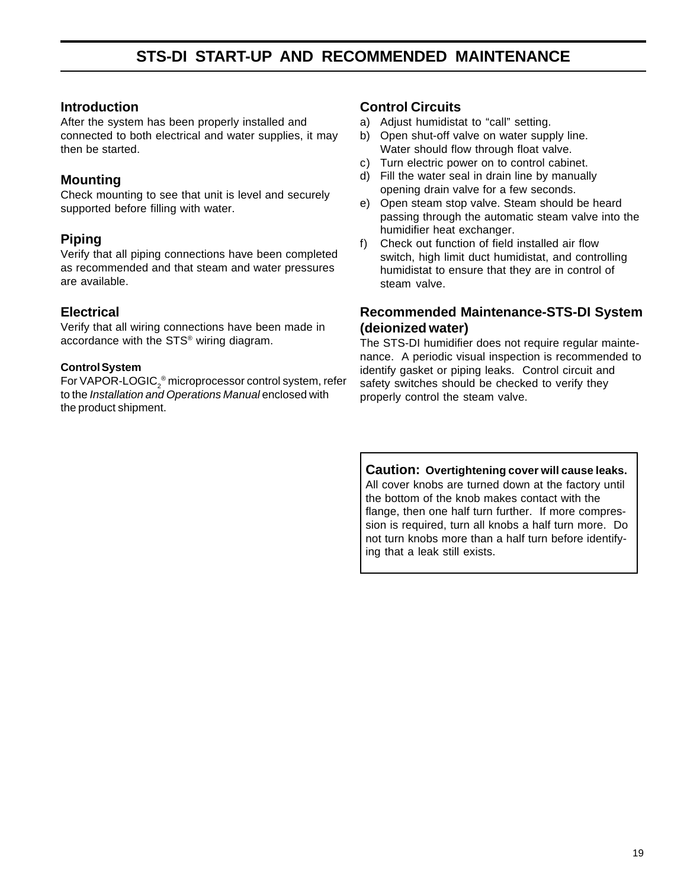# STS-DI START-UP AND RECOMMENDED MAINTENANCE

## Introduction

After the system has been properly installed and connected to both electrical and water supplies, it may then be started.

## Mounting

Check mounting to see that unit is level and securely supported before filling with water.

## Piping

Verify that all piping connections have been completed as recommended and that steam and water pressures are available.

## Electrical

Verify that all wiring connections have been made in accordance with the STS® wiring diagram.

### Control System

For VAPOR-LOGIC$_2$® microprocessor control system, refer to the *Installation and Operations Manual* enclosed with the product shipment.

## Control Circuits

a) Adjust humidistat to "call" setting.
b) Open shut-off valve on water supply line. Water should flow through float valve.
c) Turn electric power on to control cabinet.
d) Fill the water seal in drain line by manually opening drain valve for a few seconds.
e) Open steam stop valve. Steam should be heard passing through the automatic steam valve into the humidifier heat exchanger.
f) Check out function of field installed air flow switch, high limit duct humidistat, and controlling humidistat to ensure that they are in control of steam valve.

## Recommended Maintenance-STS-DI System (deionized water)

The STS-DI humidifier does not require regular maintenance. A periodic visual inspection is recommended to identify gasket or piping leaks. Control circuit and safety switches should be checked to verify they properly control the steam valve.

**Caution: Overtightening cover will cause leaks.** All cover knobs are turned down at the factory until the bottom of the knob makes contact with the flange, then one half turn further. If more compression is required, turn all knobs a half turn more. Do not turn knobs more than a half turn before identifying that a leak still exists.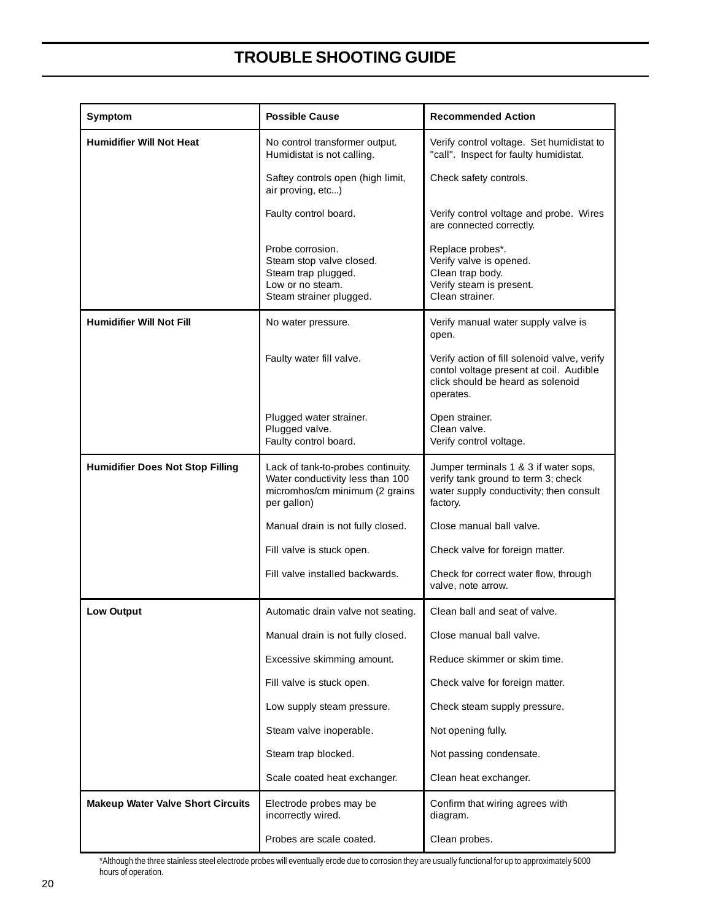# TROUBLE SHOOTING GUIDE

| Symptom | Possible Cause | Recommended Action |
|---|---|---|
| **Humidifier Will Not Heat** | No control transformer output. Humidistat is not calling. | Verify control voltage. Set humidistat to "call". Inspect for faulty humidistat. |
| | Saftey controls open (high limit, air proving, etc...) | Check safety controls. |
| | Faulty control board. | Verify control voltage and probe. Wires are connected correctly. |
| | Probe corrosion.<br>Steam stop valve closed.<br>Steam trap plugged.<br>Low or no steam.<br>Steam strainer plugged. | Replace probes*.<br>Verify valve is opened.<br>Clean trap body.<br>Verify steam is present.<br>Clean strainer. |
| **Humidifier Will Not Fill** | No water pressure. | Verify manual water supply valve is open. |
| | Faulty water fill valve. | Verify action of fill solenoid valve, verify contol voltage present at coil. Audible click should be heard as solenoid operates. |
| | Plugged water strainer.<br>Plugged valve.<br>Faulty control board. | Open strainer.<br>Clean valve.<br>Verify control voltage. |
| **Humidifier Does Not Stop Filling** | Lack of tank-to-probes continuity. Water conductivity less than 100 micromhos/cm minimum (2 grains per gallon) | Jumper terminals 1 & 3 if water sops, verify tank ground to term 3; check water supply conductivity; then consult factory. |
| | Manual drain is not fully closed. | Close manual ball valve. |
| | Fill valve is stuck open. | Check valve for foreign matter. |
| | Fill valve installed backwards. | Check for correct water flow, through valve, note arrow. |
| **Low Output** | Automatic drain valve not seating. | Clean ball and seat of valve. |
| | Manual drain is not fully closed. | Close manual ball valve. |
| | Excessive skimming amount. | Reduce skimmer or skim time. |
| | Fill valve is stuck open. | Check valve for foreign matter. |
| | Low supply steam pressure. | Check steam supply pressure. |
| | Steam valve inoperable. | Not opening fully. |
| | Steam trap blocked. | Not passing condensate. |
| | Scale coated heat exchanger. | Clean heat exchanger. |
| **Makeup Water Valve Short Circuits** | Electrode probes may be incorrectly wired. | Confirm that wiring agrees with diagram. |
| | Probes are scale coated. | Clean probes. |

*Although the three stainless steel electrode probes will eventually erode due to corrosion they are usually functional for up to approximately 5000 hours of operation.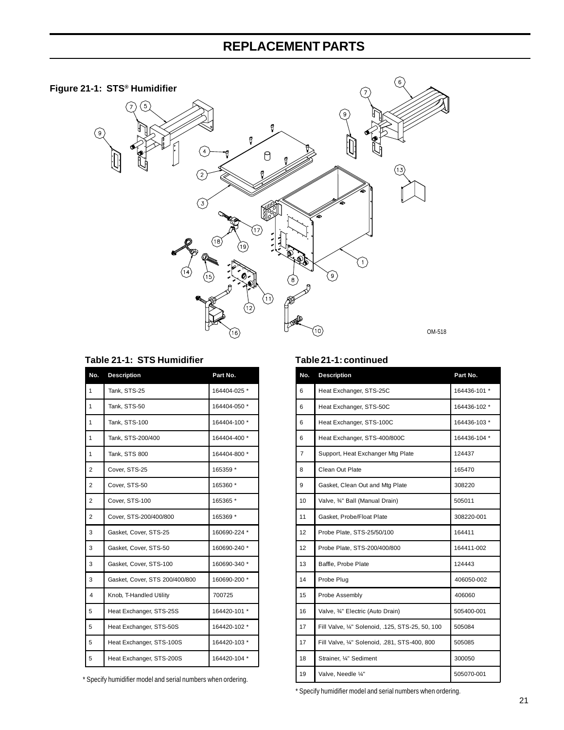# REPLACEMENT PARTS

**Figure 21-1: STS® Humidifier**

OM-518

### Table 21-1: STS Humidifier

| No. | Description | Part No. |
|---|---|---|
| 1 | Tank, STS-25 | 164404-025 * |
| 1 | Tank, STS-50 | 164404-050 * |
| 1 | Tank, STS-100 | 164404-100 * |
| 1 | Tank, STS-200/400 | 164404-400 * |
| 1 | Tank, STS 800 | 164404-800 * |
| 2 | Cover, STS-25 | 165359 * |
| 2 | Cover, STS-50 | 165360 * |
| 2 | Cover, STS-100 | 165365 * |
| 2 | Cover, STS-200/400/800 | 165369 * |
| 3 | Gasket, Cover, STS-25 | 160690-224 * |
| 3 | Gasket, Cover, STS-50 | 160690-240 * |
| 3 | Gasket, Cover, STS-100 | 160690-340 * |
| 3 | Gasket, Cover, STS 200/400/800 | 160690-200 * |
| 4 | Knob, T-Handled Utility | 700725 |
| 5 | Heat Exchanger, STS-25S | 164420-101 * |
| 5 | Heat Exchanger, STS-50S | 164420-102 * |
| 5 | Heat Exchanger, STS-100S | 164420-103 * |
| 5 | Heat Exchanger, STS-200S | 164420-104 * |

\* Specify humidifier model and serial numbers when ordering.

### Table 21-1: continued

| No. | Description | Part No. |
|---|---|---|
| 6 | Heat Exchanger, STS-25C | 164436-101 * |
| 6 | Heat Exchanger, STS-50C | 164436-102 * |
| 6 | Heat Exchanger, STS-100C | 164436-103 * |
| 6 | Heat Exchanger, STS-400/800C | 164436-104 * |
| 7 | Support, Heat Exchanger Mtg Plate | 124437 |
| 8 | Clean Out Plate | 165470 |
| 9 | Gasket, Clean Out and Mtg Plate | 308220 |
| 10 | Valve, ¾" Ball (Manual Drain) | 505011 |
| 11 | Gasket, Probe/Float Plate | 308220-001 |
| 12 | Probe Plate, STS-25/50/100 | 164411 |
| 12 | Probe Plate, STS-200/400/800 | 164411-002 |
| 13 | Baffle, Probe Plate | 124443 |
| 14 | Probe Plug | 406050-002 |
| 15 | Probe Assembly | 406060 |
| 16 | Valve, ¾" Electric (Auto Drain) | 505400-001 |
| 17 | Fill Valve, ¼" Solenoid, .125, STS-25, 50, 100 | 505084 |
| 17 | Fill Valve, ¼" Solenoid, .281, STS-400, 800 | 505085 |
| 18 | Strainer, ¼" Sediment | 300050 |
| 19 | Valve, Needle ¼" | 505070-001 |

\* Specify humidifier model and serial numbers when ordering.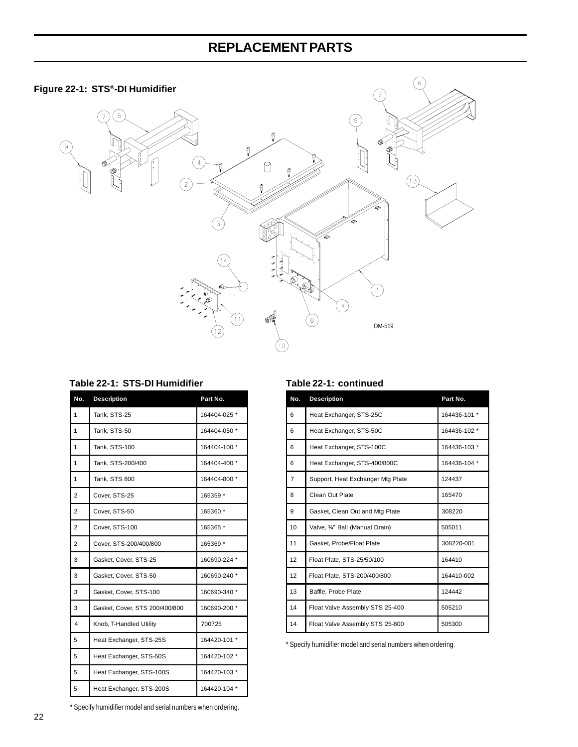# REPLACEMENT PARTS

**Figure 22-1: STS®-DI Humidifier**

OM-519

**Table 22-1: STS-DI Humidifier**

| No. | Description | Part No. |
|---|---|---|
| 1 | Tank, STS-25 | 164404-025 * |
| 1 | Tank, STS-50 | 164404-050 * |
| 1 | Tank, STS-100 | 164404-100 * |
| 1 | Tank, STS-200/400 | 164404-400 * |
| 1 | Tank, STS 800 | 164404-800 * |
| 2 | Cover, STS-25 | 165359 * |
| 2 | Cover, STS-50 | 165360 * |
| 2 | Cover, STS-100 | 165365 * |
| 2 | Cover, STS-200/400/800 | 165369 * |
| 3 | Gasket, Cover, STS-25 | 160690-224 * |
| 3 | Gasket, Cover, STS-50 | 160690-240 * |
| 3 | Gasket, Cover, STS-100 | 160690-340 * |
| 3 | Gasket, Cover, STS 200/400/800 | 160690-200 * |
| 4 | Knob, T-Handled Utility | 700725 |
| 5 | Heat Exchanger, STS-25S | 164420-101 * |
| 5 | Heat Exchanger, STS-50S | 164420-102 * |
| 5 | Heat Exchanger, STS-100S | 164420-103 * |
| 5 | Heat Exchanger, STS-200S | 164420-104 * |

\* Specify humidifier model and serial numbers when ordering.

**Table 22-1: continued**

| No. | Description | Part No. |
|---|---|---|
| 6 | Heat Exchanger, STS-25C | 164436-101 * |
| 6 | Heat Exchanger, STS-50C | 164436-102 * |
| 6 | Heat Exchanger, STS-100C | 164436-103 * |
| 6 | Heat Exchanger, STS-400/800C | 164436-104 * |
| 7 | Support, Heat Exchanger Mtg Plate | 124437 |
| 8 | Clean Out Plate | 165470 |
| 9 | Gasket, Clean Out and Mtg Plate | 308220 |
| 10 | Valve, ¾" Ball (Manual Drain) | 505011 |
| 11 | Gasket, Probe/Float Plate | 308220-001 |
| 12 | Float Plate, STS-25/50/100 | 164410 |
| 12 | Float Plate, STS-200/400/800 | 164410-002 |
| 13 | Baffle, Probe Plate | 124442 |
| 14 | Float Valve Assembly STS 25-400 | 505210 |
| 14 | Float Valve Assembly STS 25-800 | 505300 |

\* Specify humidifier model and serial numbers when ordering.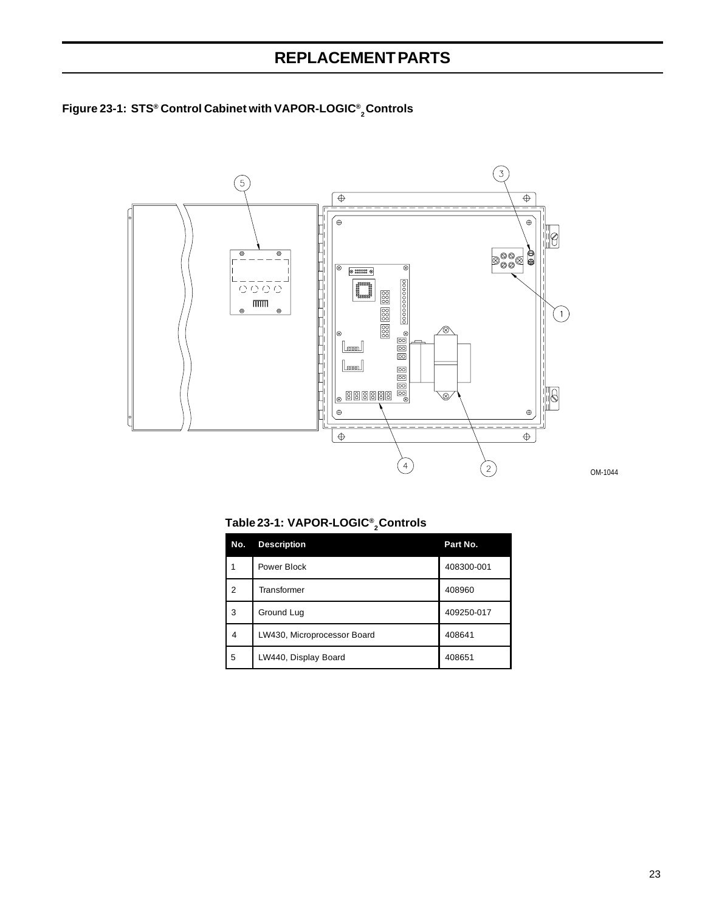# REPLACEMENT PARTS

**Figure 23-1: STS® Control Cabinet with VAPOR-LOGIC®$_2$ Controls**

OM-1044

**Table 23-1: VAPOR-LOGIC®$_2$ Controls**

| No. | Description | Part No. |
|---|---|---|
| 1 | Power Block | 408300-001 |
| 2 | Transformer | 408960 |
| 3 | Ground Lug | 409250-017 |
| 4 | LW430, Microprocessor Board | 408641 |
| 5 | LW440, Display Board | 408651 |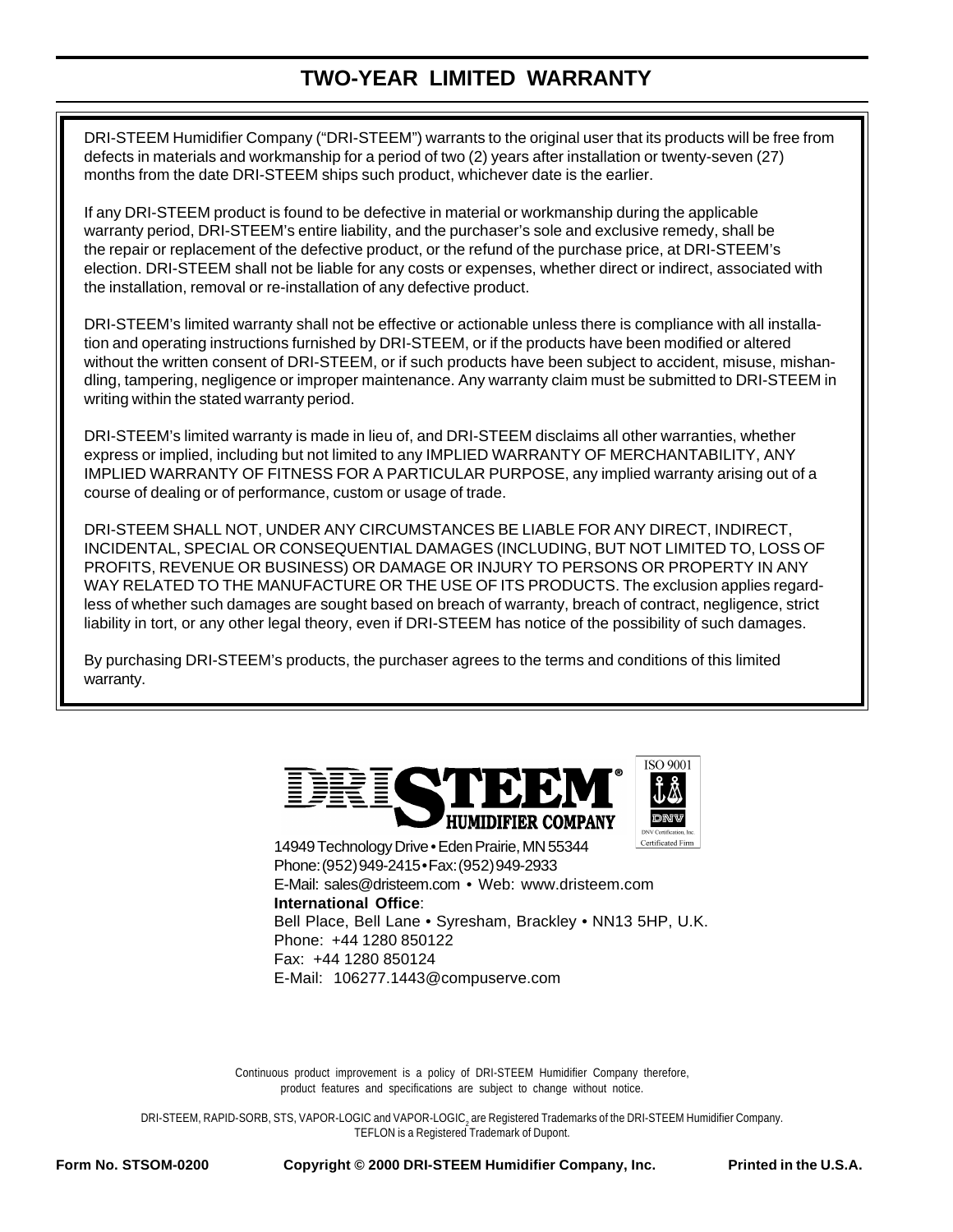## TWO-YEAR LIMITED WARRANTY

DRI-STEEM Humidifier Company ("DRI-STEEM") warrants to the original user that its products will be free from defects in materials and workmanship for a period of two (2) years after installation or twenty-seven (27) months from the date DRI-STEEM ships such product, whichever date is the earlier.

If any DRI-STEEM product is found to be defective in material or workmanship during the applicable warranty period, DRI-STEEM's entire liability, and the purchaser's sole and exclusive remedy, shall be the repair or replacement of the defective product, or the refund of the purchase price, at DRI-STEEM's election. DRI-STEEM shall not be liable for any costs or expenses, whether direct or indirect, associated with the installation, removal or re-installation of any defective product.

DRI-STEEM's limited warranty shall not be effective or actionable unless there is compliance with all installation and operating instructions furnished by DRI-STEEM, or if the products have been modified or altered without the written consent of DRI-STEEM, or if such products have been subject to accident, misuse, mishandling, tampering, negligence or improper maintenance. Any warranty claim must be submitted to DRI-STEEM in writing within the stated warranty period.

DRI-STEEM's limited warranty is made in lieu of, and DRI-STEEM disclaims all other warranties, whether express or implied, including but not limited to any IMPLIED WARRANTY OF MERCHANTABILITY, ANY IMPLIED WARRANTY OF FITNESS FOR A PARTICULAR PURPOSE, any implied warranty arising out of a course of dealing or of performance, custom or usage of trade.

DRI-STEEM SHALL NOT, UNDER ANY CIRCUMSTANCES BE LIABLE FOR ANY DIRECT, INDIRECT, INCIDENTAL, SPECIAL OR CONSEQUENTIAL DAMAGES (INCLUDING, BUT NOT LIMITED TO, LOSS OF PROFITS, REVENUE OR BUSINESS) OR DAMAGE OR INJURY TO PERSONS OR PROPERTY IN ANY WAY RELATED TO THE MANUFACTURE OR THE USE OF ITS PRODUCTS. The exclusion applies regardless of whether such damages are sought based on breach of warranty, breach of contract, negligence, strict liability in tort, or any other legal theory, even if DRI-STEEM has notice of the possibility of such damages.

By purchasing DRI-STEEM's products, the purchaser agrees to the terms and conditions of this limited warranty.

DRI STEEM® HUMIDIFIER COMPANY

ISO 9001
DNV
DNV Certification, Inc.
Certificated Firm

14949 Technology Drive • Eden Prairie, MN 55344
Phone: (952) 949-2415 • Fax: (952) 949-2933
E-Mail: sales@dristeem.com • Web: www.dristeem.com
**International Office**:
Bell Place, Bell Lane • Syresham, Brackley • NN13 5HP, U.K.
Phone: +44 1280 850122
Fax: +44 1280 850124
E-Mail: 106277.1443@compuserve.com

Continuous product improvement is a policy of DRI-STEEM Humidifier Company therefore, product features and specifications are subject to change without notice.

DRI-STEEM, RAPID-SORB, STS, VAPOR-LOGIC and VAPOR-LOGIC$_2$ are Registered Trademarks of the DRI-STEEM Humidifier Company. TEFLON is a Registered Trademark of Dupont.

**Form No. STSOM-0200** **Copyright © 2000 DRI-STEEM Humidifier Company, Inc.** **Printed in the U.S.A.**